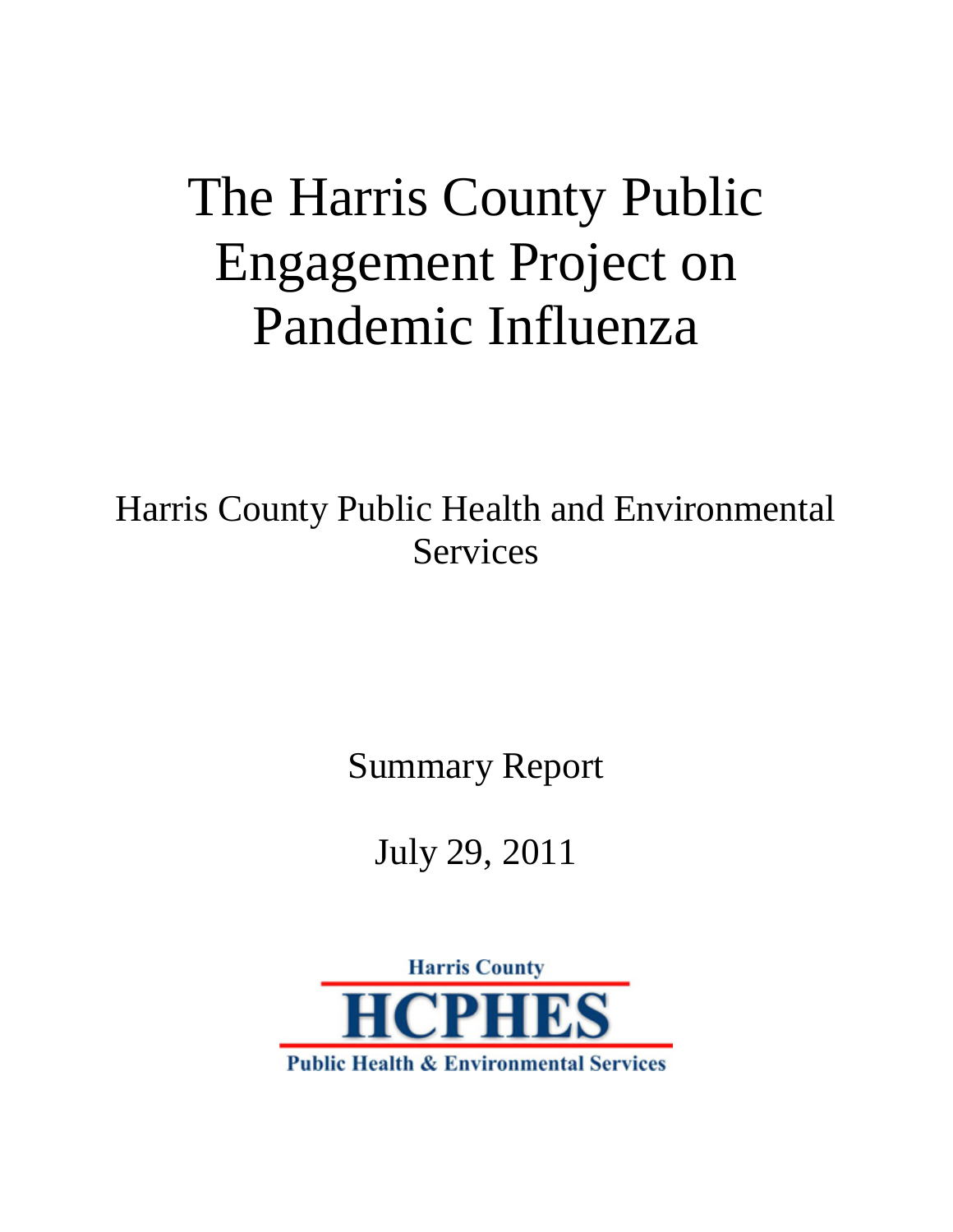# The Harris County Public Engagement Project on Pandemic Influenza

Harris County Public Health and Environmental Services

Summary Report

July 29, 2011

Harris County

HCPHES

Public Health & Environmental Services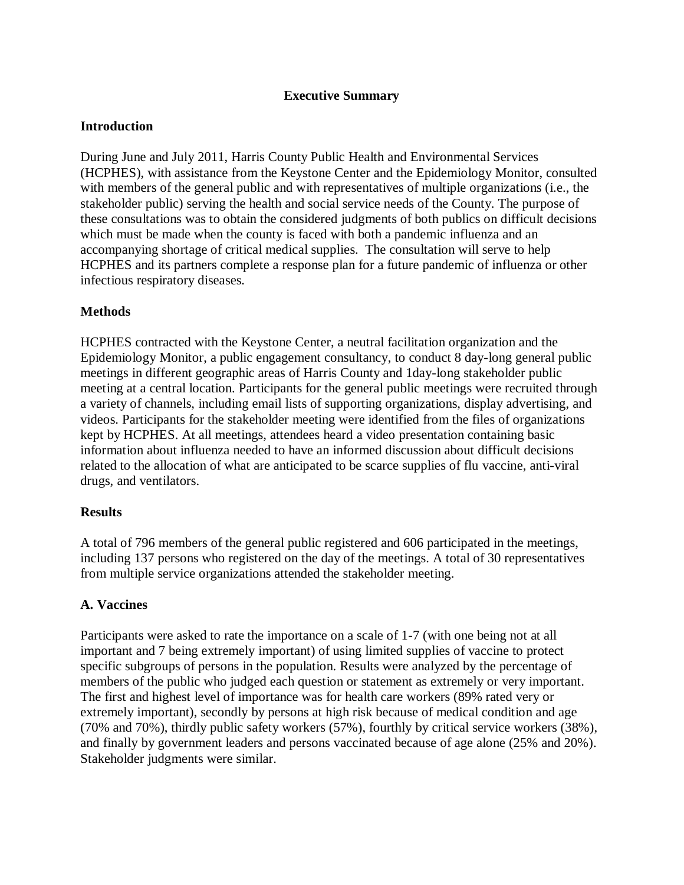# Executive Summary

## Introduction

During June and July 2011, Harris County Public Health and Environmental Services (HCPHES), with assistance from the Keystone Center and the Epidemiology Monitor, consulted with members of the general public and with representatives of multiple organizations (i.e., the stakeholder public) serving the health and social service needs of the County. The purpose of these consultations was to obtain the considered judgments of both publics on difficult decisions which must be made when the county is faced with both a pandemic influenza and an accompanying shortage of critical medical supplies. The consultation will serve to help HCPHES and its partners complete a response plan for a future pandemic of influenza or other infectious respiratory diseases.

## Methods

HCPHES contracted with the Keystone Center, a neutral facilitation organization and the Epidemiology Monitor, a public engagement consultancy, to conduct 8 day-long general public meetings in different geographic areas of Harris County and 1day-long stakeholder public meeting at a central location. Participants for the general public meetings were recruited through a variety of channels, including email lists of supporting organizations, display advertising, and videos. Participants for the stakeholder meeting were identified from the files of organizations kept by HCPHES. At all meetings, attendees heard a video presentation containing basic information about influenza needed to have an informed discussion about difficult decisions related to the allocation of what are anticipated to be scarce supplies of flu vaccine, anti-viral drugs, and ventilators.

## Results

A total of 796 members of the general public registered and 606 participated in the meetings, including 137 persons who registered on the day of the meetings. A total of 30 representatives from multiple service organizations attended the stakeholder meeting.

### A. Vaccines

Participants were asked to rate the importance on a scale of 1-7 (with one being not at all important and 7 being extremely important) of using limited supplies of vaccine to protect specific subgroups of persons in the population. Results were analyzed by the percentage of members of the public who judged each question or statement as extremely or very important. The first and highest level of importance was for health care workers (89% rated very or extremely important), secondly by persons at high risk because of medical condition and age (70% and 70%), thirdly public safety workers (57%), fourthly by critical service workers (38%), and finally by government leaders and persons vaccinated because of age alone (25% and 20%). Stakeholder judgments were similar.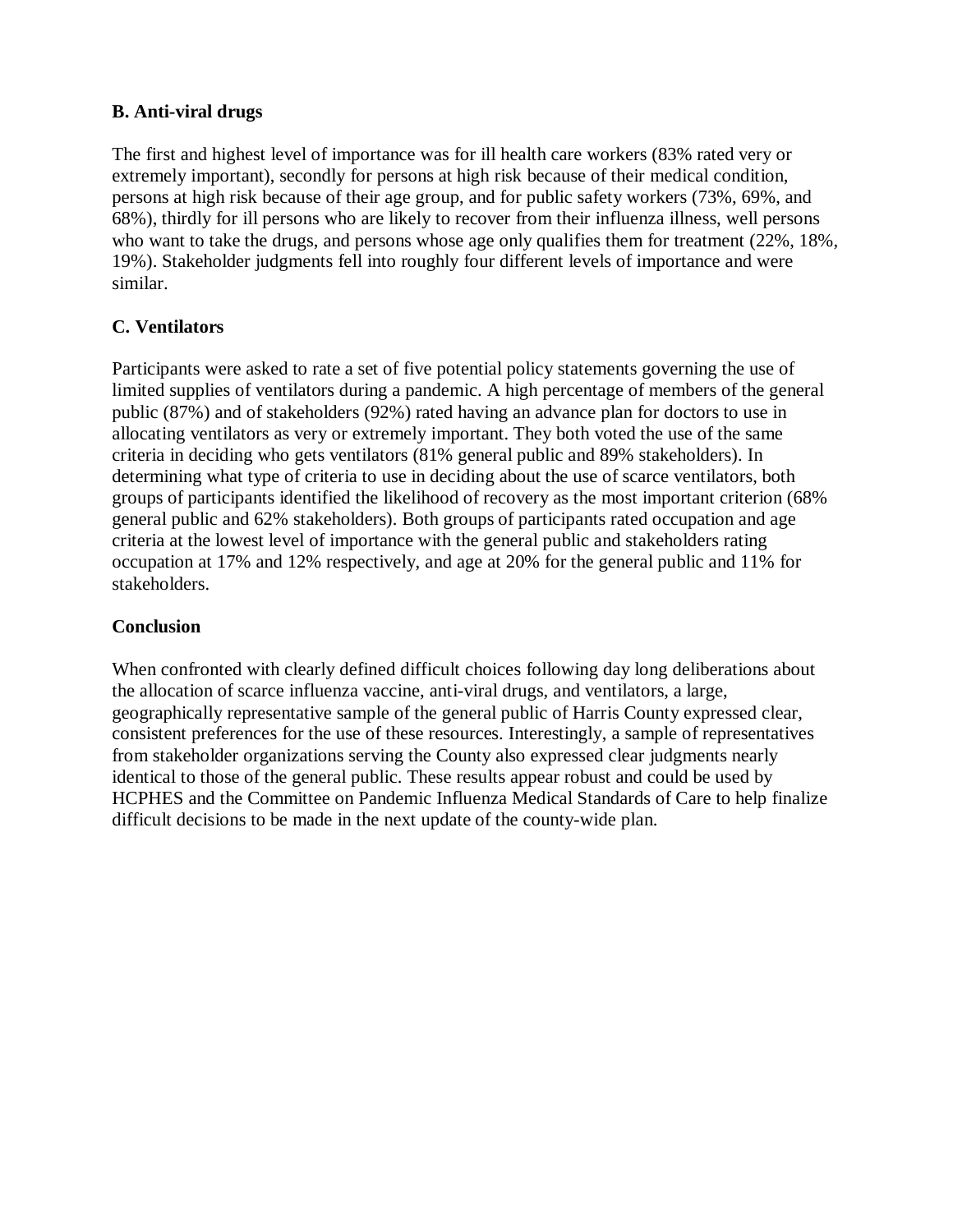### B. Anti-viral drugs

The first and highest level of importance was for ill health care workers (83% rated very or extremely important), secondly for persons at high risk because of their medical condition, persons at high risk because of their age group, and for public safety workers (73%, 69%, and 68%), thirdly for ill persons who are likely to recover from their influenza illness, well persons who want to take the drugs, and persons whose age only qualifies them for treatment (22%, 18%, 19%). Stakeholder judgments fell into roughly four different levels of importance and were similar.

### C. Ventilators

Participants were asked to rate a set of five potential policy statements governing the use of limited supplies of ventilators during a pandemic. A high percentage of members of the general public (87%) and of stakeholders (92%) rated having an advance plan for doctors to use in allocating ventilators as very or extremely important. They both voted the use of the same criteria in deciding who gets ventilators (81% general public and 89% stakeholders). In determining what type of criteria to use in deciding about the use of scarce ventilators, both groups of participants identified the likelihood of recovery as the most important criterion (68% general public and 62% stakeholders). Both groups of participants rated occupation and age criteria at the lowest level of importance with the general public and stakeholders rating occupation at 17% and 12% respectively, and age at 20% for the general public and 11% for stakeholders.

## Conclusion

When confronted with clearly defined difficult choices following day long deliberations about the allocation of scarce influenza vaccine, anti-viral drugs, and ventilators, a large, geographically representative sample of the general public of Harris County expressed clear, consistent preferences for the use of these resources. Interestingly, a sample of representatives from stakeholder organizations serving the County also expressed clear judgments nearly identical to those of the general public. These results appear robust and could be used by HCPHES and the Committee on Pandemic Influenza Medical Standards of Care to help finalize difficult decisions to be made in the next update of the county-wide plan.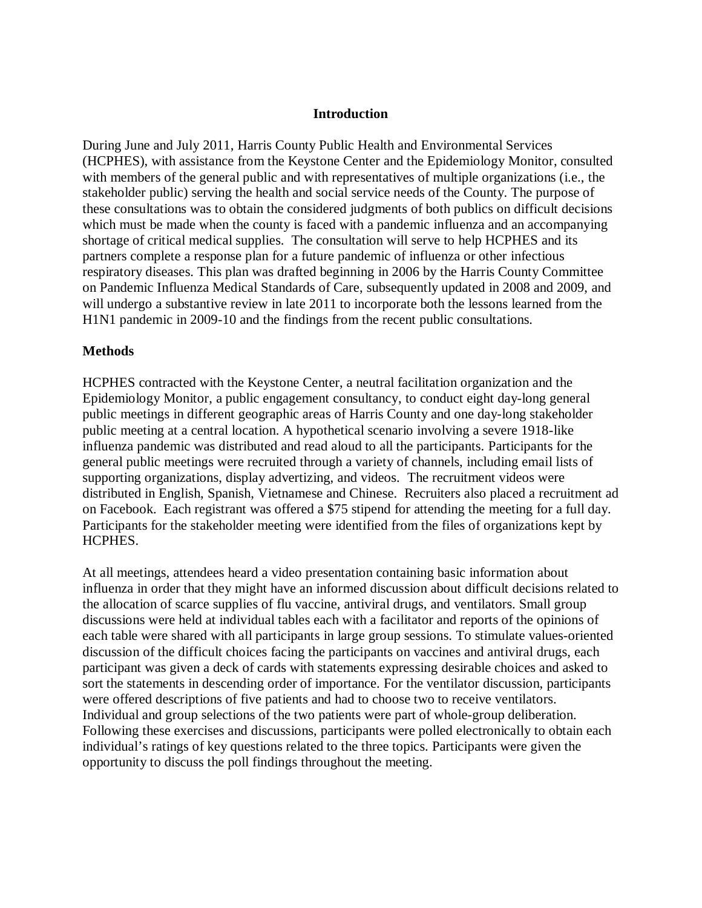## Introduction

During June and July 2011, Harris County Public Health and Environmental Services (HCPHES), with assistance from the Keystone Center and the Epidemiology Monitor, consulted with members of the general public and with representatives of multiple organizations (i.e., the stakeholder public) serving the health and social service needs of the County. The purpose of these consultations was to obtain the considered judgments of both publics on difficult decisions which must be made when the county is faced with a pandemic influenza and an accompanying shortage of critical medical supplies. The consultation will serve to help HCPHES and its partners complete a response plan for a future pandemic of influenza or other infectious respiratory diseases. This plan was drafted beginning in 2006 by the Harris County Committee on Pandemic Influenza Medical Standards of Care, subsequently updated in 2008 and 2009, and will undergo a substantive review in late 2011 to incorporate both the lessons learned from the H1N1 pandemic in 2009-10 and the findings from the recent public consultations.

## Methods

HCPHES contracted with the Keystone Center, a neutral facilitation organization and the Epidemiology Monitor, a public engagement consultancy, to conduct eight day-long general public meetings in different geographic areas of Harris County and one day-long stakeholder public meeting at a central location. A hypothetical scenario involving a severe 1918-like influenza pandemic was distributed and read aloud to all the participants. Participants for the general public meetings were recruited through a variety of channels, including email lists of supporting organizations, display advertizing, and videos. The recruitment videos were distributed in English, Spanish, Vietnamese and Chinese. Recruiters also placed a recruitment ad on Facebook. Each registrant was offered a $75 stipend for attending the meeting for a full day. Participants for the stakeholder meeting were identified from the files of organizations kept by HCPHES.

At all meetings, attendees heard a video presentation containing basic information about influenza in order that they might have an informed discussion about difficult decisions related to the allocation of scarce supplies of flu vaccine, antiviral drugs, and ventilators. Small group discussions were held at individual tables each with a facilitator and reports of the opinions of each table were shared with all participants in large group sessions. To stimulate values-oriented discussion of the difficult choices facing the participants on vaccines and antiviral drugs, each participant was given a deck of cards with statements expressing desirable choices and asked to sort the statements in descending order of importance. For the ventilator discussion, participants were offered descriptions of five patients and had to choose two to receive ventilators. Individual and group selections of the two patients were part of whole-group deliberation. Following these exercises and discussions, participants were polled electronically to obtain each individual's ratings of key questions related to the three topics. Participants were given the opportunity to discuss the poll findings throughout the meeting.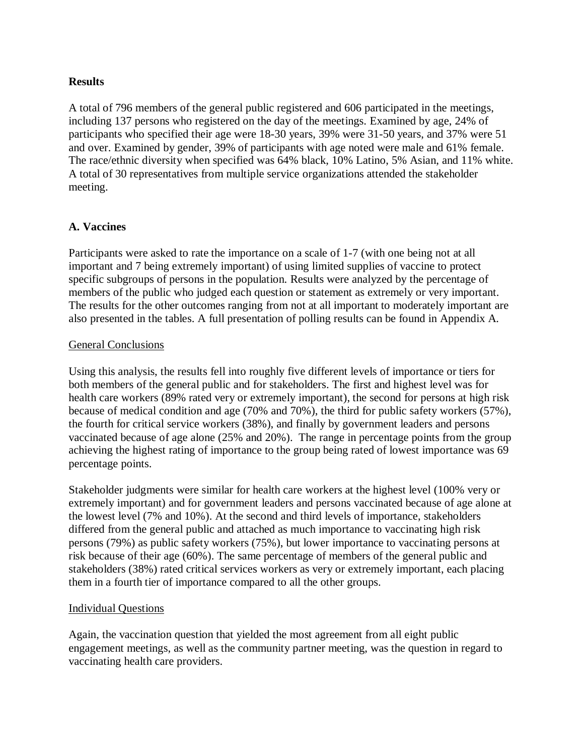## Results

A total of 796 members of the general public registered and 606 participated in the meetings, including 137 persons who registered on the day of the meetings. Examined by age, 24% of participants who specified their age were 18-30 years, 39% were 31-50 years, and 37% were 51 and over. Examined by gender, 39% of participants with age noted were male and 61% female. The race/ethnic diversity when specified was 64% black, 10% Latino, 5% Asian, and 11% white. A total of 30 representatives from multiple service organizations attended the stakeholder meeting.

## A. Vaccines

Participants were asked to rate the importance on a scale of 1-7 (with one being not at all important and 7 being extremely important) of using limited supplies of vaccine to protect specific subgroups of persons in the population. Results were analyzed by the percentage of members of the public who judged each question or statement as extremely or very important. The results for the other outcomes ranging from not at all important to moderately important are also presented in the tables. A full presentation of polling results can be found in Appendix A.

### General Conclusions

Using this analysis, the results fell into roughly five different levels of importance or tiers for both members of the general public and for stakeholders. The first and highest level was for health care workers (89% rated very or extremely important), the second for persons at high risk because of medical condition and age (70% and 70%), the third for public safety workers (57%), the fourth for critical service workers (38%), and finally by government leaders and persons vaccinated because of age alone (25% and 20%). The range in percentage points from the group achieving the highest rating of importance to the group being rated of lowest importance was 69 percentage points.

Stakeholder judgments were similar for health care workers at the highest level (100% very or extremely important) and for government leaders and persons vaccinated because of age alone at the lowest level (7% and 10%). At the second and third levels of importance, stakeholders differed from the general public and attached as much importance to vaccinating high risk persons (79%) as public safety workers (75%), but lower importance to vaccinating persons at risk because of their age (60%). The same percentage of members of the general public and stakeholders (38%) rated critical services workers as very or extremely important, each placing them in a fourth tier of importance compared to all the other groups.

### Individual Questions

Again, the vaccination question that yielded the most agreement from all eight public engagement meetings, as well as the community partner meeting, was the question in regard to vaccinating health care providers.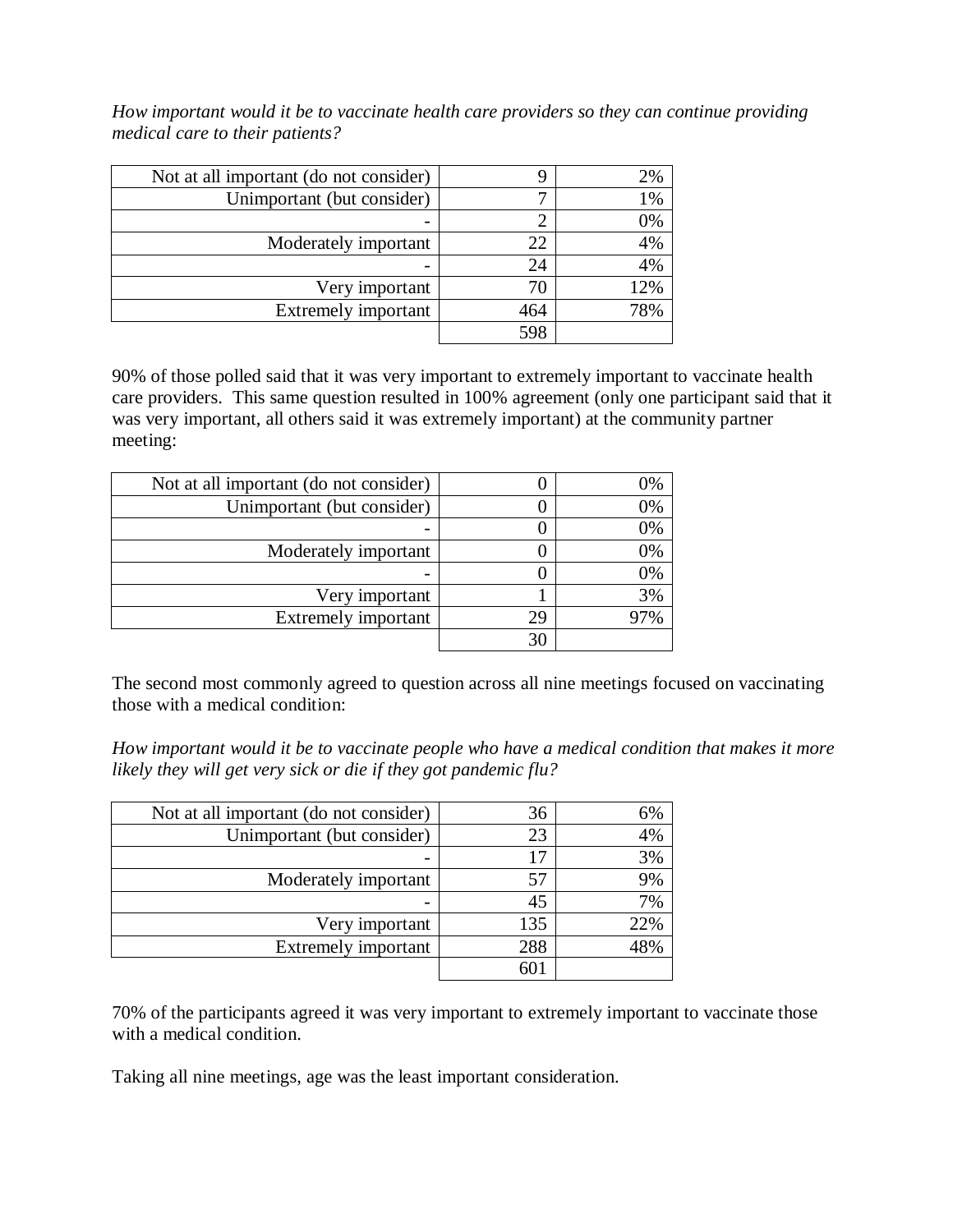*How important would it be to vaccinate health care providers so they can continue providing medical care to their patients?*

| | | |
|---:|---:|---:|
| Not at all important (do not consider) | 9 | 2% |
| Unimportant (but consider) | 7 | 1% |
| - | 2 | 0% |
| Moderately important | 22 | 4% |
| - | 24 | 4% |
| Very important | 70 | 12% |
| Extremely important | 464 | 78% |
| | 598 | |

90% of those polled said that it was very important to extremely important to vaccinate health care providers. This same question resulted in 100% agreement (only one participant said that it was very important, all others said it was extremely important) at the community partner meeting:

| | | |
|---:|---:|---:|
| Not at all important (do not consider) | 0 | 0% |
| Unimportant (but consider) | 0 | 0% |
| - | 0 | 0% |
| Moderately important | 0 | 0% |
| - | 0 | 0% |
| Very important | 1 | 3% |
| Extremely important | 29 | 97% |
| | 30 | |

The second most commonly agreed to question across all nine meetings focused on vaccinating those with a medical condition:

*How important would it be to vaccinate people who have a medical condition that makes it more likely they will get very sick or die if they got pandemic flu?*

| | | |
|---:|---:|---:|
| Not at all important (do not consider) | 36 | 6% |
| Unimportant (but consider) | 23 | 4% |
| - | 17 | 3% |
| Moderately important | 57 | 9% |
| - | 45 | 7% |
| Very important | 135 | 22% |
| Extremely important | 288 | 48% |
| | 601 | |

70% of the participants agreed it was very important to extremely important to vaccinate those with a medical condition.

Taking all nine meetings, age was the least important consideration.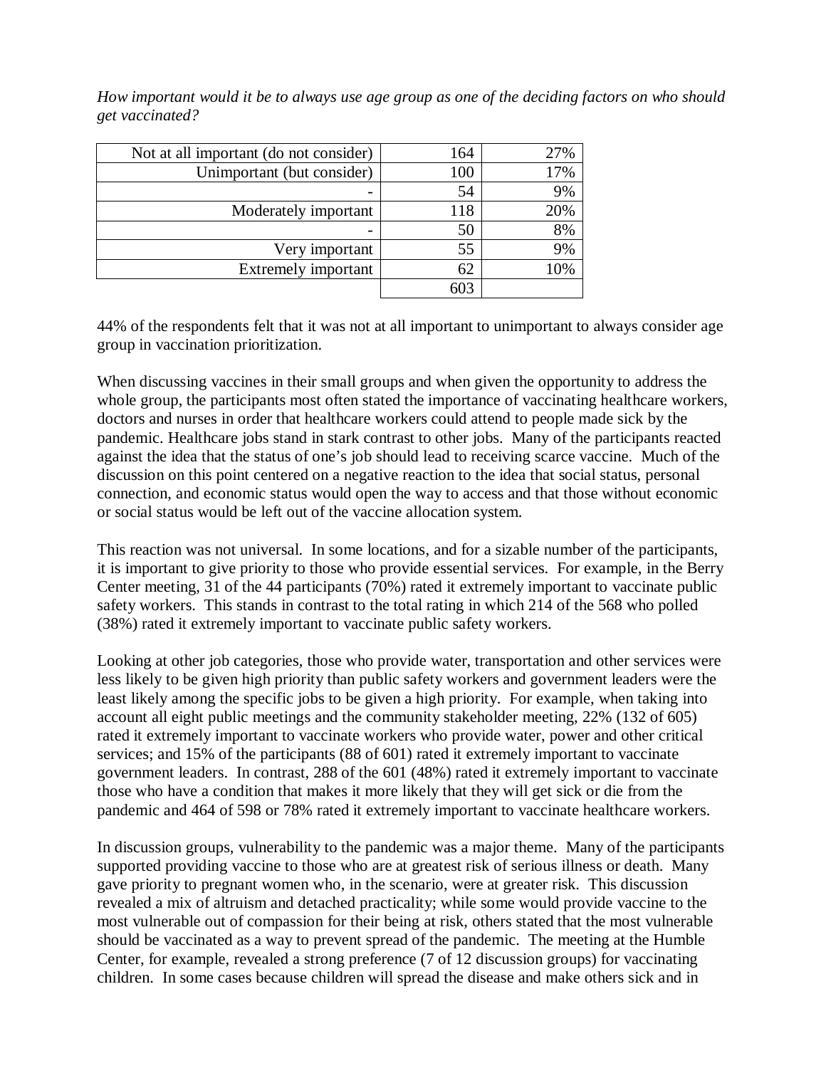*How important would it be to always use age group as one of the deciding factors on who should get vaccinated?*

| | | |
|---|---|---|
| Not at all important (do not consider) | 164 | 27% |
| Unimportant (but consider) | 100 | 17% |
| - | 54 | 9% |
| Moderately important | 118 | 20% |
| - | 50 | 8% |
| Very important | 55 | 9% |
| Extremely important | 62 | 10% |
| | 603 | |

44% of the respondents felt that it was not at all important to unimportant to always consider age group in vaccination prioritization.

When discussing vaccines in their small groups and when given the opportunity to address the whole group, the participants most often stated the importance of vaccinating healthcare workers, doctors and nurses in order that healthcare workers could attend to people made sick by the pandemic. Healthcare jobs stand in stark contrast to other jobs. Many of the participants reacted against the idea that the status of one's job should lead to receiving scarce vaccine. Much of the discussion on this point centered on a negative reaction to the idea that social status, personal connection, and economic status would open the way to access and that those without economic or social status would be left out of the vaccine allocation system.

This reaction was not universal. In some locations, and for a sizable number of the participants, it is important to give priority to those who provide essential services. For example, in the Berry Center meeting, 31 of the 44 participants (70%) rated it extremely important to vaccinate public safety workers. This stands in contrast to the total rating in which 214 of the 568 who polled (38%) rated it extremely important to vaccinate public safety workers.

Looking at other job categories, those who provide water, transportation and other services were less likely to be given high priority than public safety workers and government leaders were the least likely among the specific jobs to be given a high priority. For example, when taking into account all eight public meetings and the community stakeholder meeting, 22% (132 of 605) rated it extremely important to vaccinate workers who provide water, power and other critical services; and 15% of the participants (88 of 601) rated it extremely important to vaccinate government leaders. In contrast, 288 of the 601 (48%) rated it extremely important to vaccinate those who have a condition that makes it more likely that they will get sick or die from the pandemic and 464 of 598 or 78% rated it extremely important to vaccinate healthcare workers.

In discussion groups, vulnerability to the pandemic was a major theme. Many of the participants supported providing vaccine to those who are at greatest risk of serious illness or death. Many gave priority to pregnant women who, in the scenario, were at greater risk. This discussion revealed a mix of altruism and detached practicality; while some would provide vaccine to the most vulnerable out of compassion for their being at risk, others stated that the most vulnerable should be vaccinated as a way to prevent spread of the pandemic. The meeting at the Humble Center, for example, revealed a strong preference (7 of 12 discussion groups) for vaccinating children. In some cases because children will spread the disease and make others sick and in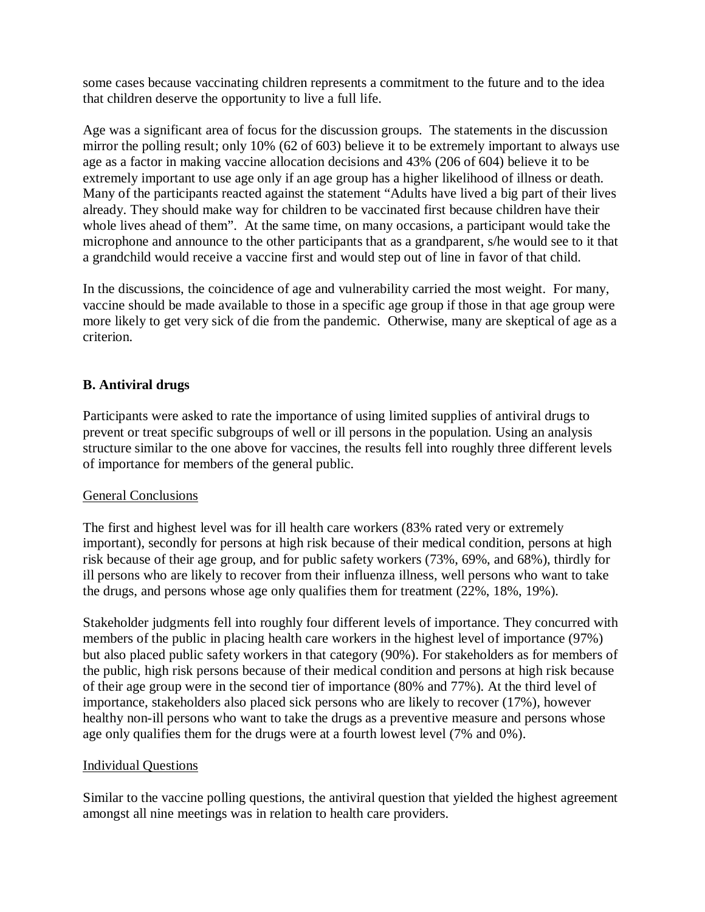some cases because vaccinating children represents a commitment to the future and to the idea that children deserve the opportunity to live a full life.

Age was a significant area of focus for the discussion groups. The statements in the discussion mirror the polling result; only 10% (62 of 603) believe it to be extremely important to always use age as a factor in making vaccine allocation decisions and 43% (206 of 604) believe it to be extremely important to use age only if an age group has a higher likelihood of illness or death. Many of the participants reacted against the statement "Adults have lived a big part of their lives already. They should make way for children to be vaccinated first because children have their whole lives ahead of them". At the same time, on many occasions, a participant would take the microphone and announce to the other participants that as a grandparent, s/he would see to it that a grandchild would receive a vaccine first and would step out of line in favor of that child.

In the discussions, the coincidence of age and vulnerability carried the most weight. For many, vaccine should be made available to those in a specific age group if those in that age group were more likely to get very sick of die from the pandemic. Otherwise, many are skeptical of age as a criterion.

## B. Antiviral drugs

Participants were asked to rate the importance of using limited supplies of antiviral drugs to prevent or treat specific subgroups of well or ill persons in the population. Using an analysis structure similar to the one above for vaccines, the results fell into roughly three different levels of importance for members of the general public.

### General Conclusions

The first and highest level was for ill health care workers (83% rated very or extremely important), secondly for persons at high risk because of their medical condition, persons at high risk because of their age group, and for public safety workers (73%, 69%, and 68%), thirdly for ill persons who are likely to recover from their influenza illness, well persons who want to take the drugs, and persons whose age only qualifies them for treatment (22%, 18%, 19%).

Stakeholder judgments fell into roughly four different levels of importance. They concurred with members of the public in placing health care workers in the highest level of importance (97%) but also placed public safety workers in that category (90%). For stakeholders as for members of the public, high risk persons because of their medical condition and persons at high risk because of their age group were in the second tier of importance (80% and 77%). At the third level of importance, stakeholders also placed sick persons who are likely to recover (17%), however healthy non-ill persons who want to take the drugs as a preventive measure and persons whose age only qualifies them for the drugs were at a fourth lowest level (7% and 0%).

### Individual Questions

Similar to the vaccine polling questions, the antiviral question that yielded the highest agreement amongst all nine meetings was in relation to health care providers.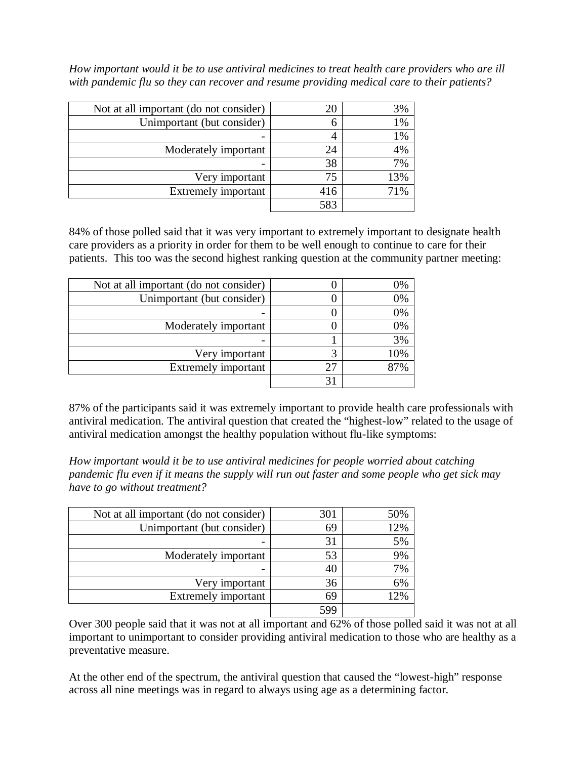*How important would it be to use antiviral medicines to treat health care providers who are ill with pandemic flu so they can recover and resume providing medical care to their patients?*

| | | |
|---|---|---|
| Not at all important (do not consider) | 20 | 3% |
| Unimportant (but consider) | 6 | 1% |
| - | 4 | 1% |
| Moderately important | 24 | 4% |
| - | 38 | 7% |
| Very important | 75 | 13% |
| Extremely important | 416 | 71% |
| | 583 | |

84% of those polled said that it was very important to extremely important to designate health care providers as a priority in order for them to be well enough to continue to care for their patients. This too was the second highest ranking question at the community partner meeting:

| | | |
|---|---|---|
| Not at all important (do not consider) | 0 | 0% |
| Unimportant (but consider) | 0 | 0% |
| - | 0 | 0% |
| Moderately important | 0 | 0% |
| - | 1 | 3% |
| Very important | 3 | 10% |
| Extremely important | 27 | 87% |
| | 31 | |

87% of the participants said it was extremely important to provide health care professionals with antiviral medication. The antiviral question that created the "highest-low" related to the usage of antiviral medication amongst the healthy population without flu-like symptoms:

*How important would it be to use antiviral medicines for people worried about catching pandemic flu even if it means the supply will run out faster and some people who get sick may have to go without treatment?*

| | | |
|---|---|---|
| Not at all important (do not consider) | 301 | 50% |
| Unimportant (but consider) | 69 | 12% |
| - | 31 | 5% |
| Moderately important | 53 | 9% |
| - | 40 | 7% |
| Very important | 36 | 6% |
| Extremely important | 69 | 12% |
| | 599 | |

Over 300 people said that it was not at all important and 62% of those polled said it was not at all important to unimportant to consider providing antiviral medication to those who are healthy as a preventative measure.

At the other end of the spectrum, the antiviral question that caused the "lowest-high" response across all nine meetings was in regard to always using age as a determining factor.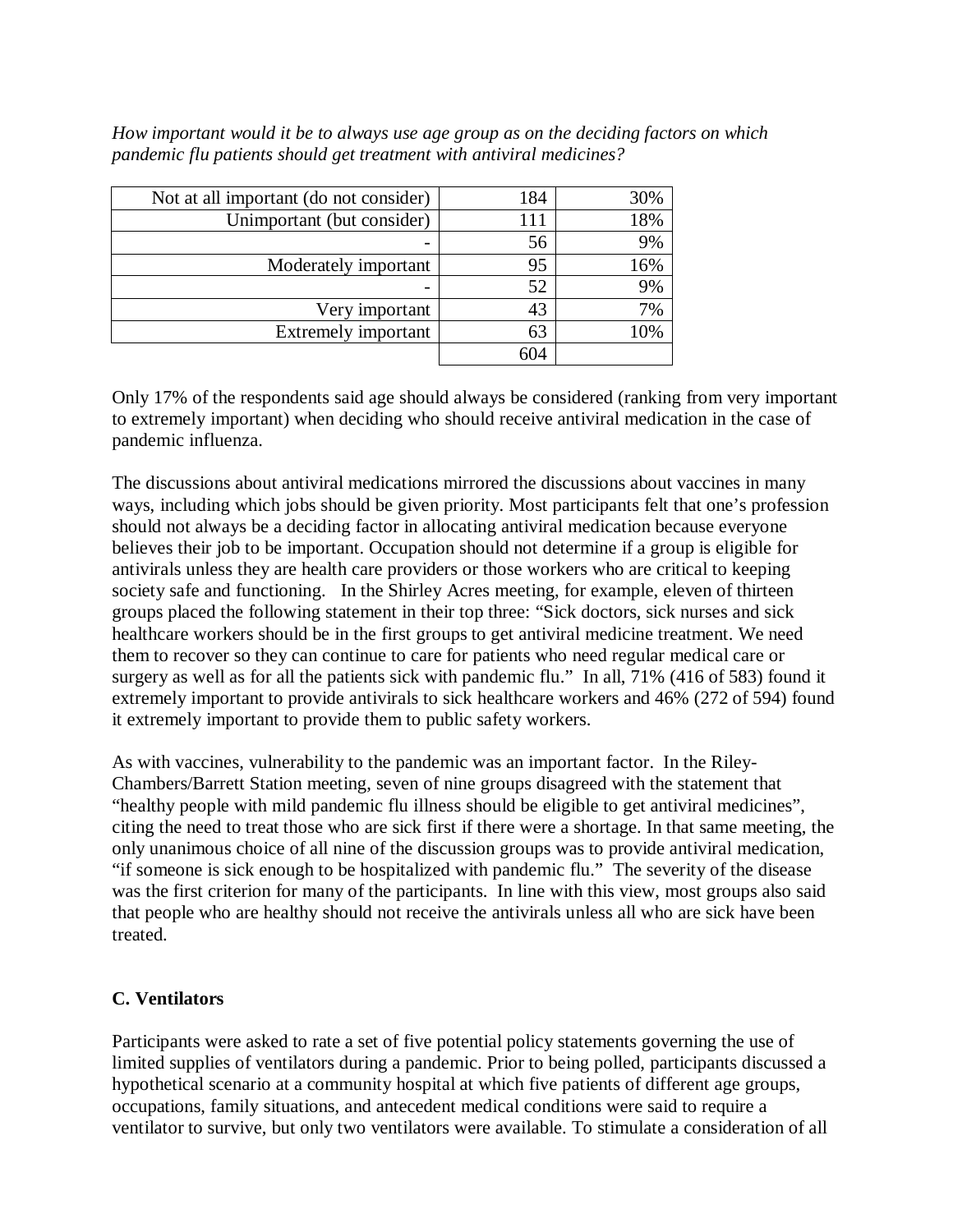*How important would it be to always use age group as on the deciding factors on which pandemic flu patients should get treatment with antiviral medicines?*

| | | |
|---|---|---|
| Not at all important (do not consider) | 184 | 30% |
| Unimportant (but consider) | 111 | 18% |
| - | 56 | 9% |
| Moderately important | 95 | 16% |
| - | 52 | 9% |
| Very important | 43 | 7% |
| Extremely important | 63 | 10% |
| | 604 | |

Only 17% of the respondents said age should always be considered (ranking from very important to extremely important) when deciding who should receive antiviral medication in the case of pandemic influenza.

The discussions about antiviral medications mirrored the discussions about vaccines in many ways, including which jobs should be given priority. Most participants felt that one's profession should not always be a deciding factor in allocating antiviral medication because everyone believes their job to be important. Occupation should not determine if a group is eligible for antivirals unless they are health care providers or those workers who are critical to keeping society safe and functioning. In the Shirley Acres meeting, for example, eleven of thirteen groups placed the following statement in their top three: "Sick doctors, sick nurses and sick healthcare workers should be in the first groups to get antiviral medicine treatment. We need them to recover so they can continue to care for patients who need regular medical care or surgery as well as for all the patients sick with pandemic flu." In all, 71% (416 of 583) found it extremely important to provide antivirals to sick healthcare workers and 46% (272 of 594) found it extremely important to provide them to public safety workers.

As with vaccines, vulnerability to the pandemic was an important factor. In the Riley-Chambers/Barrett Station meeting, seven of nine groups disagreed with the statement that "healthy people with mild pandemic flu illness should be eligible to get antiviral medicines", citing the need to treat those who are sick first if there were a shortage. In that same meeting, the only unanimous choice of all nine of the discussion groups was to provide antiviral medication, "if someone is sick enough to be hospitalized with pandemic flu." The severity of the disease was the first criterion for many of the participants. In line with this view, most groups also said that people who are healthy should not receive the antivirals unless all who are sick have been treated.

### C. Ventilators

Participants were asked to rate a set of five potential policy statements governing the use of limited supplies of ventilators during a pandemic. Prior to being polled, participants discussed a hypothetical scenario at a community hospital at which five patients of different age groups, occupations, family situations, and antecedent medical conditions were said to require a ventilator to survive, but only two ventilators were available. To stimulate a consideration of all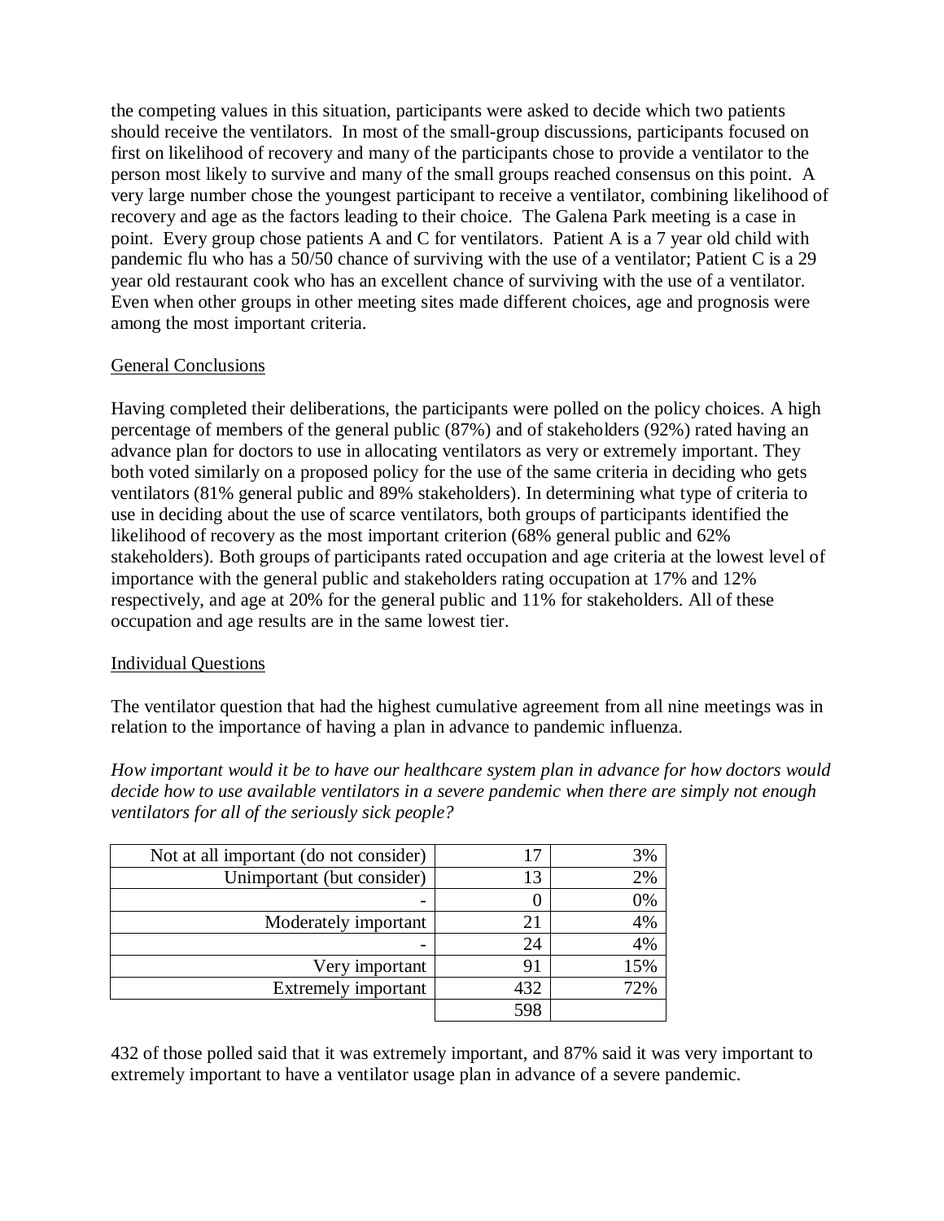the competing values in this situation, participants were asked to decide which two patients should receive the ventilators. In most of the small-group discussions, participants focused on first on likelihood of recovery and many of the participants chose to provide a ventilator to the person most likely to survive and many of the small groups reached consensus on this point. A very large number chose the youngest participant to receive a ventilator, combining likelihood of recovery and age as the factors leading to their choice. The Galena Park meeting is a case in point. Every group chose patients A and C for ventilators. Patient A is a 7 year old child with pandemic flu who has a 50/50 chance of surviving with the use of a ventilator; Patient C is a 29 year old restaurant cook who has an excellent chance of surviving with the use of a ventilator. Even when other groups in other meeting sites made different choices, age and prognosis were among the most important criteria.

## General Conclusions

Having completed their deliberations, the participants were polled on the policy choices. A high percentage of members of the general public (87%) and of stakeholders (92%) rated having an advance plan for doctors to use in allocating ventilators as very or extremely important. They both voted similarly on a proposed policy for the use of the same criteria in deciding who gets ventilators (81% general public and 89% stakeholders). In determining what type of criteria to use in deciding about the use of scarce ventilators, both groups of participants identified the likelihood of recovery as the most important criterion (68% general public and 62% stakeholders). Both groups of participants rated occupation and age criteria at the lowest level of importance with the general public and stakeholders rating occupation at 17% and 12% respectively, and age at 20% for the general public and 11% for stakeholders. All of these occupation and age results are in the same lowest tier.

## Individual Questions

The ventilator question that had the highest cumulative agreement from all nine meetings was in relation to the importance of having a plan in advance to pandemic influenza.

*How important would it be to have our healthcare system plan in advance for how doctors would decide how to use available ventilators in a severe pandemic when there are simply not enough ventilators for all of the seriously sick people?*

| | | |
|---:|---:|---:|
| Not at all important (do not consider) | 17 | 3% |
| Unimportant (but consider) | 13 | 2% |
| - | 0 | 0% |
| Moderately important | 21 | 4% |
| - | 24 | 4% |
| Very important | 91 | 15% |
| Extremely important | 432 | 72% |
| | 598 | |

432 of those polled said that it was extremely important, and 87% said it was very important to extremely important to have a ventilator usage plan in advance of a severe pandemic.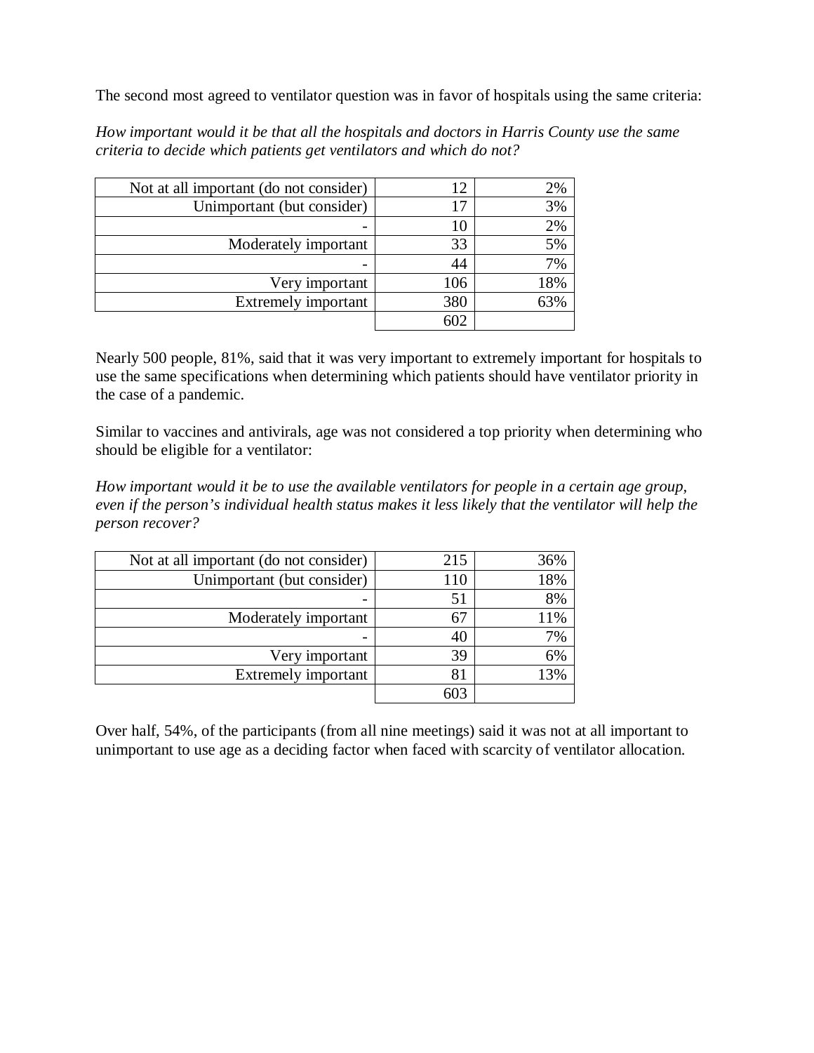The second most agreed to ventilator question was in favor of hospitals using the same criteria:

*How important would it be that all the hospitals and doctors in Harris County use the same criteria to decide which patients get ventilators and which do not?*

| | | |
|---:|---:|---:|
| Not at all important (do not consider) | 12 | 2% |
| Unimportant (but consider) | 17 | 3% |
| - | 10 | 2% |
| Moderately important | 33 | 5% |
| - | 44 | 7% |
| Very important | 106 | 18% |
| Extremely important | 380 | 63% |
| | 602 | |

Nearly 500 people, 81%, said that it was very important to extremely important for hospitals to use the same specifications when determining which patients should have ventilator priority in the case of a pandemic.

Similar to vaccines and antivirals, age was not considered a top priority when determining who should be eligible for a ventilator:

*How important would it be to use the available ventilators for people in a certain age group, even if the person's individual health status makes it less likely that the ventilator will help the person recover?*

| | | |
|---:|---:|---:|
| Not at all important (do not consider) | 215 | 36% |
| Unimportant (but consider) | 110 | 18% |
| - | 51 | 8% |
| Moderately important | 67 | 11% |
| - | 40 | 7% |
| Very important | 39 | 6% |
| Extremely important | 81 | 13% |
| | 603 | |

Over half, 54%, of the participants (from all nine meetings) said it was not at all important to unimportant to use age as a deciding factor when faced with scarcity of ventilator allocation.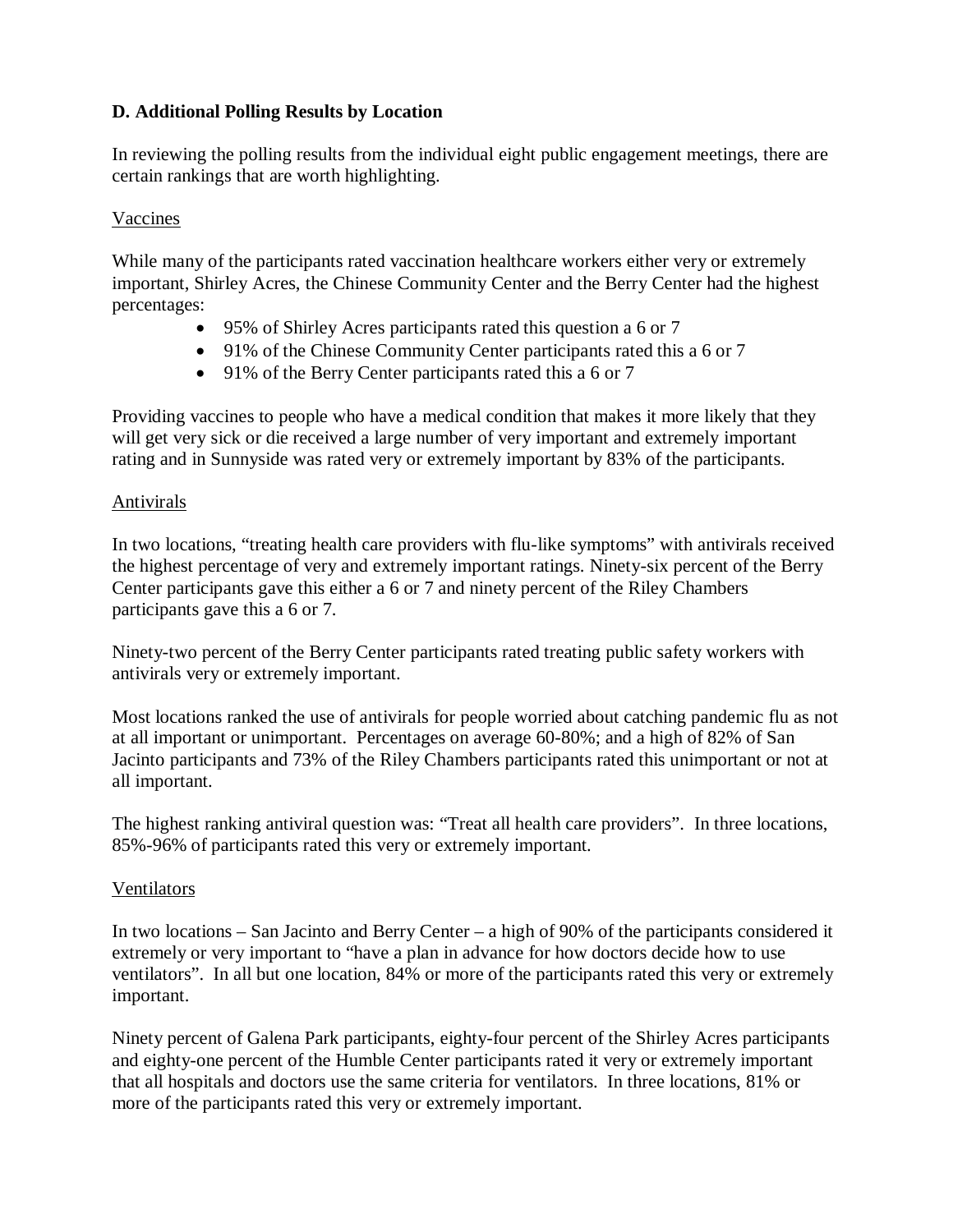### D. Additional Polling Results by Location

In reviewing the polling results from the individual eight public engagement meetings, there are certain rankings that are worth highlighting.

Vaccines

While many of the participants rated vaccination healthcare workers either very or extremely important, Shirley Acres, the Chinese Community Center and the Berry Center had the highest percentages:

- 95% of Shirley Acres participants rated this question a 6 or 7
- 91% of the Chinese Community Center participants rated this a 6 or 7
- 91% of the Berry Center participants rated this a 6 or 7

Providing vaccines to people who have a medical condition that makes it more likely that they will get very sick or die received a large number of very important and extremely important rating and in Sunnyside was rated very or extremely important by 83% of the participants.

Antivirals

In two locations, "treating health care providers with flu-like symptoms" with antivirals received the highest percentage of very and extremely important ratings. Ninety-six percent of the Berry Center participants gave this either a 6 or 7 and ninety percent of the Riley Chambers participants gave this a 6 or 7.

Ninety-two percent of the Berry Center participants rated treating public safety workers with antivirals very or extremely important.

Most locations ranked the use of antivirals for people worried about catching pandemic flu as not at all important or unimportant. Percentages on average 60-80%; and a high of 82% of San Jacinto participants and 73% of the Riley Chambers participants rated this unimportant or not at all important.

The highest ranking antiviral question was: "Treat all health care providers". In three locations, 85%-96% of participants rated this very or extremely important.

Ventilators

In two locations – San Jacinto and Berry Center – a high of 90% of the participants considered it extremely or very important to "have a plan in advance for how doctors decide how to use ventilators". In all but one location, 84% or more of the participants rated this very or extremely important.

Ninety percent of Galena Park participants, eighty-four percent of the Shirley Acres participants and eighty-one percent of the Humble Center participants rated it very or extremely important that all hospitals and doctors use the same criteria for ventilators. In three locations, 81% or more of the participants rated this very or extremely important.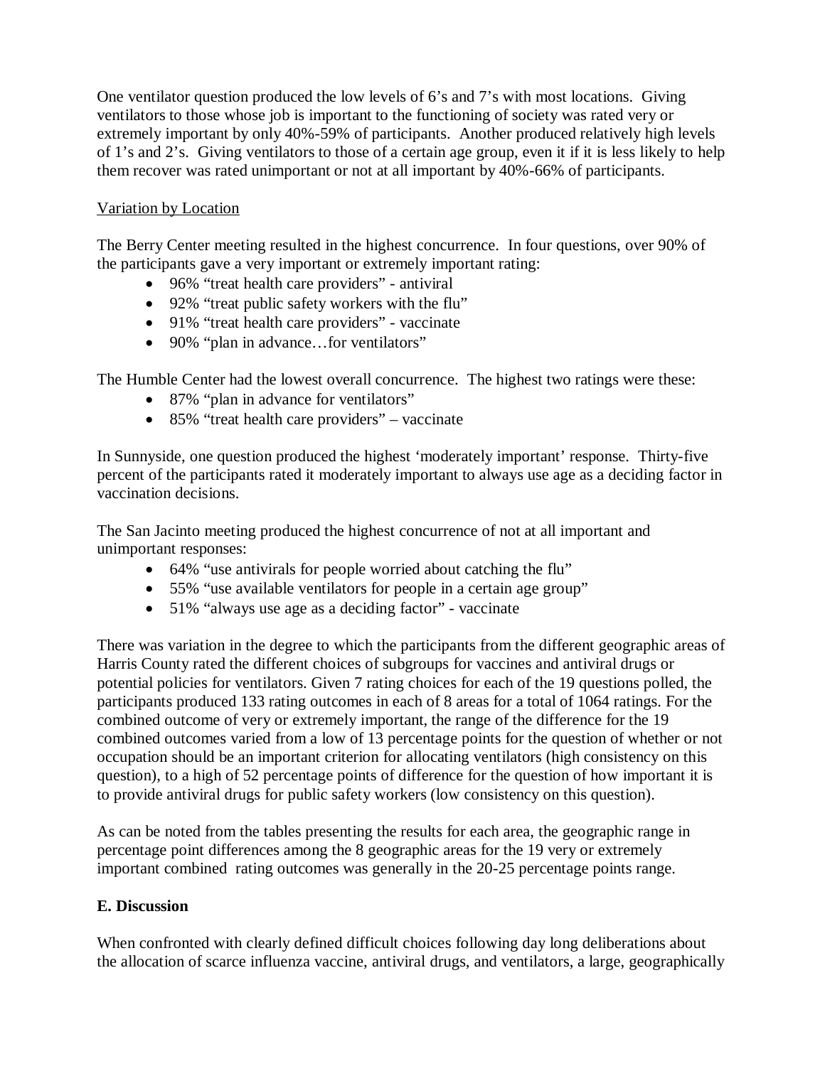One ventilator question produced the low levels of 6's and 7's with most locations. Giving ventilators to those whose job is important to the functioning of society was rated very or extremely important by only 40%-59% of participants. Another produced relatively high levels of 1's and 2's. Giving ventilators to those of a certain age group, even it if it is less likely to help them recover was rated unimportant or not at all important by 40%-66% of participants.

<u>Variation by Location</u>

The Berry Center meeting resulted in the highest concurrence. In four questions, over 90% of the participants gave a very important or extremely important rating:

- 96% "treat health care providers" - antiviral
- 92% "treat public safety workers with the flu"
- 91% "treat health care providers" - vaccinate
- 90% "plan in advance…for ventilators"

The Humble Center had the lowest overall concurrence. The highest two ratings were these:

- 87% "plan in advance for ventilators"
- 85% "treat health care providers" – vaccinate

In Sunnyside, one question produced the highest 'moderately important' response. Thirty-five percent of the participants rated it moderately important to always use age as a deciding factor in vaccination decisions.

The San Jacinto meeting produced the highest concurrence of not at all important and unimportant responses:

- 64% "use antivirals for people worried about catching the flu"
- 55% "use available ventilators for people in a certain age group"
- 51% "always use age as a deciding factor" - vaccinate

There was variation in the degree to which the participants from the different geographic areas of Harris County rated the different choices of subgroups for vaccines and antiviral drugs or potential policies for ventilators. Given 7 rating choices for each of the 19 questions polled, the participants produced 133 rating outcomes in each of 8 areas for a total of 1064 ratings. For the combined outcome of very or extremely important, the range of the difference for the 19 combined outcomes varied from a low of 13 percentage points for the question of whether or not occupation should be an important criterion for allocating ventilators (high consistency on this question), to a high of 52 percentage points of difference for the question of how important it is to provide antiviral drugs for public safety workers (low consistency on this question).

As can be noted from the tables presenting the results for each area, the geographic range in percentage point differences among the 8 geographic areas for the 19 very or extremely important combined rating outcomes was generally in the 20-25 percentage points range.

## E. Discussion

When confronted with clearly defined difficult choices following day long deliberations about the allocation of scarce influenza vaccine, antiviral drugs, and ventilators, a large, geographically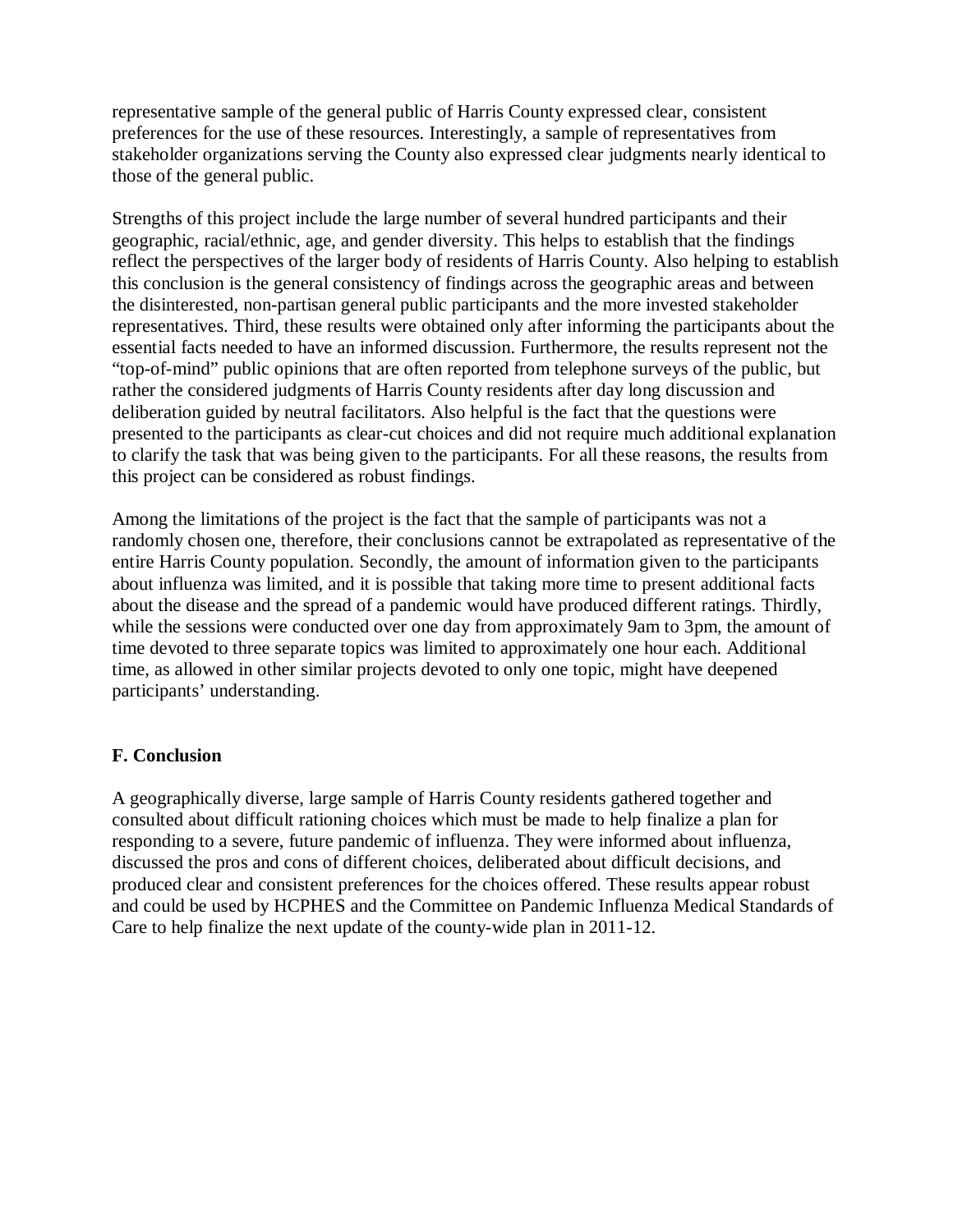representative sample of the general public of Harris County expressed clear, consistent preferences for the use of these resources. Interestingly, a sample of representatives from stakeholder organizations serving the County also expressed clear judgments nearly identical to those of the general public.

Strengths of this project include the large number of several hundred participants and their geographic, racial/ethnic, age, and gender diversity. This helps to establish that the findings reflect the perspectives of the larger body of residents of Harris County. Also helping to establish this conclusion is the general consistency of findings across the geographic areas and between the disinterested, non-partisan general public participants and the more invested stakeholder representatives. Third, these results were obtained only after informing the participants about the essential facts needed to have an informed discussion. Furthermore, the results represent not the "top-of-mind" public opinions that are often reported from telephone surveys of the public, but rather the considered judgments of Harris County residents after day long discussion and deliberation guided by neutral facilitators. Also helpful is the fact that the questions were presented to the participants as clear-cut choices and did not require much additional explanation to clarify the task that was being given to the participants. For all these reasons, the results from this project can be considered as robust findings.

Among the limitations of the project is the fact that the sample of participants was not a randomly chosen one, therefore, their conclusions cannot be extrapolated as representative of the entire Harris County population. Secondly, the amount of information given to the participants about influenza was limited, and it is possible that taking more time to present additional facts about the disease and the spread of a pandemic would have produced different ratings. Thirdly, while the sessions were conducted over one day from approximately 9am to 3pm, the amount of time devoted to three separate topics was limited to approximately one hour each. Additional time, as allowed in other similar projects devoted to only one topic, might have deepened participants' understanding.

**F. Conclusion**

A geographically diverse, large sample of Harris County residents gathered together and consulted about difficult rationing choices which must be made to help finalize a plan for responding to a severe, future pandemic of influenza. They were informed about influenza, discussed the pros and cons of different choices, deliberated about difficult decisions, and produced clear and consistent preferences for the choices offered. These results appear robust and could be used by HCPHES and the Committee on Pandemic Influenza Medical Standards of Care to help finalize the next update of the county-wide plan in 2011-12.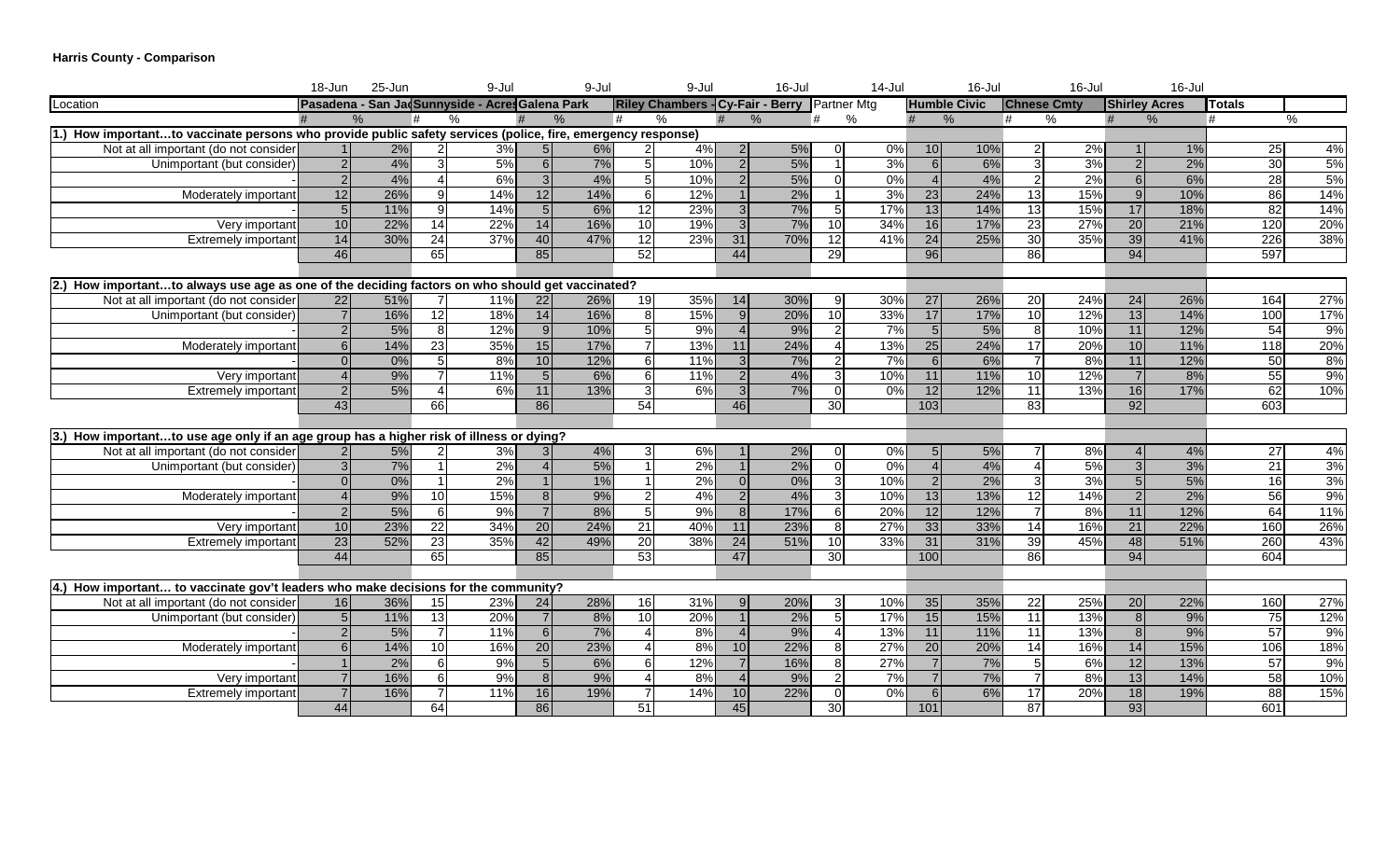**Harris County - Comparison**

| | 18-Jun | | 25-Jun | | 9-Jul | | 9-Jul | | 9-Jul | | 16-Jul | | 14-Jul | | 16-Jul | | 16-Jul | | 16-Jul | | | |
|---|---|---|---|---|---|---|---|---|---|---|---|---|---|---|---|---|---|---|---|---|---|---|
| Location | Pasadena - San Jac | | Sunnyside - Acres | | Galena Park | | Riley Chambers - | | Cy-Fair - Berry | | Partner Mtg | | Humble Civic | | Chnese Cmty | | Shirley Acres | | Totals | |
| | # | % | # | % | # | % | # | % | # | % | # | % | # | % | # | % | # | % | # | % |
| **1.) How important…to vaccinate persons who provide public safety services (police, fire, emergency response)** | | | | | | | | | | | | | | | | | | | | |
| Not at all important (do not consider | 1 | 2% | 2 | 3% | 5 | 6% | 2 | 4% | 2 | 5% | 0 | 0% | 10 | 10% | 2 | 2% | 1 | 1% | 25 | 4% |
| Unimportant (but consider) | 2 | 4% | 3 | 5% | 6 | 7% | 5 | 10% | 2 | 5% | 1 | 3% | 6 | 6% | 3 | 3% | 2 | 2% | 30 | 5% |
| - | 2 | 4% | 4 | 6% | 3 | 4% | 5 | 10% | 2 | 5% | 0 | 0% | 4 | 4% | 2 | 2% | 6 | 6% | 28 | 5% |
| Moderately important | 12 | 26% | 9 | 14% | 12 | 14% | 6 | 12% | 1 | 2% | 1 | 3% | 23 | 24% | 13 | 15% | 9 | 10% | 86 | 14% |
| - | 5 | 11% | 9 | 14% | 5 | 6% | 12 | 23% | 3 | 7% | 5 | 17% | 13 | 14% | 13 | 15% | 17 | 18% | 82 | 14% |
| Very important | 10 | 22% | 14 | 22% | 14 | 16% | 10 | 19% | 3 | 7% | 10 | 34% | 16 | 17% | 23 | 27% | 20 | 21% | 120 | 20% |
| Extremely important | 14 | 30% | 24 | 37% | 40 | 47% | 12 | 23% | 31 | 70% | 12 | 41% | 24 | 25% | 30 | 35% | 39 | 41% | 226 | 38% |
| | 46 | | 65 | | 85 | | 52 | | 44 | | 29 | | 96 | | 86 | | 94 | | 597 | |
| **2.) How important…to always use age as one of the deciding factors on who should get vaccinated?** | | | | | | | | | | | | | | | | | | | | |
| Not at all important (do not consider | 22 | 51% | 7 | 11% | 22 | 26% | 19 | 35% | 14 | 30% | 9 | 30% | 27 | 26% | 20 | 24% | 24 | 26% | 164 | 27% |
| Unimportant (but consider) | 7 | 16% | 12 | 18% | 14 | 16% | 8 | 15% | 9 | 20% | 10 | 33% | 17 | 17% | 10 | 12% | 13 | 14% | 100 | 17% |
| - | 2 | 5% | 8 | 12% | 9 | 10% | 5 | 9% | 4 | 9% | 2 | 7% | 5 | 5% | 8 | 10% | 11 | 12% | 54 | 9% |
| Moderately important | 6 | 14% | 23 | 35% | 15 | 17% | 7 | 13% | 11 | 24% | 4 | 13% | 25 | 24% | 17 | 20% | 10 | 11% | 118 | 20% |
| - | 0 | 0% | 5 | 8% | 10 | 12% | 6 | 11% | 3 | 7% | 2 | 7% | 6 | 6% | 7 | 8% | 11 | 12% | 50 | 8% |
| Very important | 4 | 9% | 7 | 11% | 5 | 6% | 6 | 11% | 2 | 4% | 3 | 10% | 11 | 11% | 10 | 12% | 7 | 8% | 55 | 9% |
| Extremely important | 2 | 5% | 4 | 6% | 11 | 13% | 3 | 6% | 3 | 7% | 0 | 0% | 12 | 12% | 11 | 13% | 16 | 17% | 62 | 10% |
| | 43 | | 66 | | 86 | | 54 | | 46 | | 30 | | 103 | | 83 | | 92 | | 603 | |
| **3.) How important…to use age only if an age group has a higher risk of illness or dying?** | | | | | | | | | | | | | | | | | | | | |
| Not at all important (do not consider | 2 | 5% | 2 | 3% | 3 | 4% | 3 | 6% | 1 | 2% | 0 | 0% | 5 | 5% | 7 | 8% | 4 | 4% | 27 | 4% |
| Unimportant (but consider) | 3 | 7% | 1 | 2% | 4 | 5% | 1 | 2% | 1 | 2% | 0 | 0% | 4 | 4% | 4 | 5% | 3 | 3% | 21 | 3% |
| - | 0 | 0% | 1 | 2% | 1 | 1% | 1 | 2% | 0 | 0% | 3 | 10% | 2 | 2% | 3 | 3% | 5 | 5% | 16 | 3% |
| Moderately important | 4 | 9% | 10 | 15% | 8 | 9% | 2 | 4% | 2 | 4% | 3 | 10% | 13 | 13% | 12 | 14% | 2 | 2% | 56 | 9% |
| - | 2 | 5% | 6 | 9% | 7 | 8% | 5 | 9% | 8 | 17% | 6 | 20% | 12 | 12% | 7 | 8% | 11 | 12% | 64 | 11% |
| Very important | 10 | 23% | 22 | 34% | 20 | 24% | 21 | 40% | 11 | 23% | 8 | 27% | 33 | 33% | 14 | 16% | 21 | 22% | 160 | 26% |
| Extremely important | 23 | 52% | 23 | 35% | 42 | 49% | 20 | 38% | 24 | 51% | 10 | 33% | 31 | 31% | 39 | 45% | 48 | 51% | 260 | 43% |
| | 44 | | 65 | | 85 | | 53 | | 47 | | 30 | | 100 | | 86 | | 94 | | 604 | |
| **4.) How important… to vaccinate gov't leaders who make decisions for the community?** | | | | | | | | | | | | | | | | | | | | |
| Not at all important (do not consider | 16 | 36% | 15 | 23% | 24 | 28% | 16 | 31% | 9 | 20% | 3 | 10% | 35 | 35% | 22 | 25% | 20 | 22% | 160 | 27% |
| Unimportant (but consider) | 5 | 11% | 13 | 20% | 7 | 8% | 10 | 20% | 1 | 2% | 5 | 17% | 15 | 15% | 11 | 13% | 8 | 9% | 75 | 12% |
| - | 2 | 5% | 7 | 11% | 6 | 7% | 4 | 8% | 4 | 9% | 4 | 13% | 11 | 11% | 11 | 13% | 8 | 9% | 57 | 9% |
| Moderately important | 6 | 14% | 10 | 16% | 20 | 23% | 4 | 8% | 10 | 22% | 8 | 27% | 20 | 20% | 14 | 16% | 14 | 15% | 106 | 18% |
| - | 1 | 2% | 6 | 9% | 5 | 6% | 6 | 12% | 7 | 16% | 8 | 27% | 7 | 7% | 5 | 6% | 12 | 13% | 57 | 9% |
| Very important | 7 | 16% | 6 | 9% | 8 | 9% | 4 | 8% | 4 | 9% | 2 | 7% | 7 | 7% | 7 | 8% | 13 | 14% | 58 | 10% |
| Extremely important | 7 | 16% | 7 | 11% | 16 | 19% | 7 | 14% | 10 | 22% | 0 | 0% | 6 | 6% | 17 | 20% | 18 | 19% | 88 | 15% |
| | 44 | | 64 | | 86 | | 51 | | 45 | | 30 | | 101 | | 87 | | 93 | | 601 | |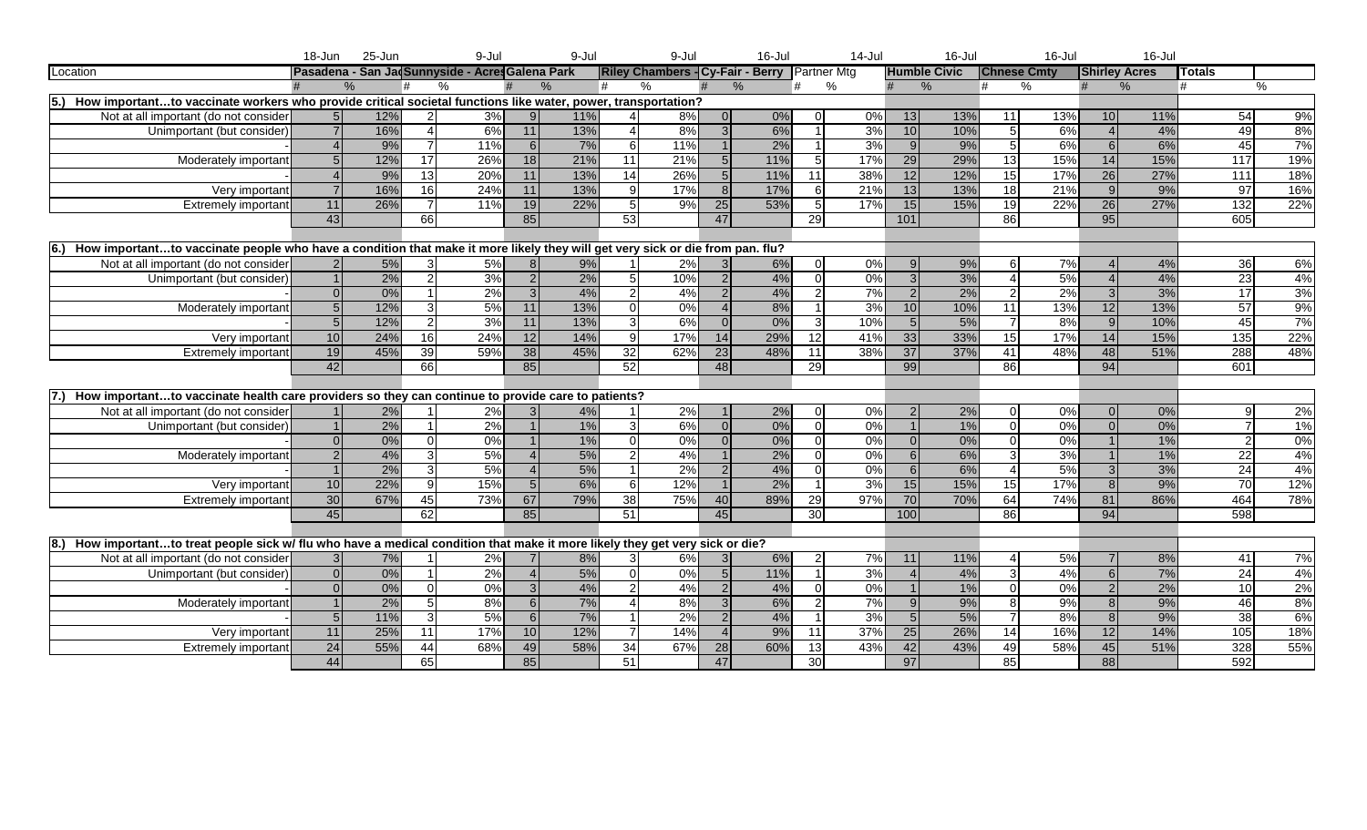| | 18-Jun | | 25-Jun | | 9-Jul | | 9-Jul | | 9-Jul | | 16-Jul | | 14-Jul | | 16-Jul | | 16-Jul | | 16-Jul | | | |
|---|---|---|---|---|---|---|---|---|---|---|---|---|---|---|---|---|---|---|---|---|---|---|
| Location | Pasadena - San Jac | | Sunnyside - Acres | | Galena Park | | Riley Chambers - | | Cy-Fair - Berry | | Partner Mtg | | Humble Civic | | Chnese Cmty | | Shirley Acres | | Totals | |
| | # | % | # | % | # | % | # | % | # | % | # | % | # | % | # | % | # | % | # | % |
| **5.) How important…to vaccinate workers who provide critical societal functions like water, power, transportation?** | | | | | | | | | | | | | | | | | | | | |
| Not at all important (do not consider | 5 | 12% | 2 | 3% | 9 | 11% | 4 | 8% | 0 | 0% | 0 | 0% | 13 | 13% | 11 | 13% | 10 | 11% | 54 | 9% |
| Unimportant (but consider) | 7 | 16% | 4 | 6% | 11 | 13% | 4 | 8% | 3 | 6% | 1 | 3% | 10 | 10% | 5 | 6% | 4 | 4% | 49 | 8% |
| - | 4 | 9% | 7 | 11% | 6 | 7% | 6 | 11% | 1 | 2% | 1 | 3% | 9 | 9% | 5 | 6% | 6 | 6% | 45 | 7% |
| Moderately important | 5 | 12% | 17 | 26% | 18 | 21% | 11 | 21% | 5 | 11% | 5 | 17% | 29 | 29% | 13 | 15% | 14 | 15% | 117 | 19% |
| - | 4 | 9% | 13 | 20% | 11 | 13% | 14 | 26% | 5 | 11% | 11 | 38% | 12 | 12% | 15 | 17% | 26 | 27% | 111 | 18% |
| Very important | 7 | 16% | 16 | 24% | 11 | 13% | 9 | 17% | 8 | 17% | 6 | 21% | 13 | 13% | 18 | 21% | 9 | 9% | 97 | 16% |
| Extremely important | 11 | 26% | 7 | 11% | 19 | 22% | 5 | 9% | 25 | 53% | 5 | 17% | 15 | 15% | 19 | 22% | 26 | 27% | 132 | 22% |
| | 43 | | 66 | | 85 | | 53 | | 47 | | 29 | | 101 | | 86 | | 95 | | 605 | |
| **6.) How important…to vaccinate people who have a condition that make it more likely they will get very sick or die from pan. flu?** | | | | | | | | | | | | | | | | | | | | |
| Not at all important (do not consider | 2 | 5% | 3 | 5% | 8 | 9% | 1 | 2% | 3 | 6% | 0 | 0% | 9 | 9% | 6 | 7% | 4 | 4% | 36 | 6% |
| Unimportant (but consider) | 1 | 2% | 2 | 3% | 2 | 2% | 5 | 10% | 2 | 4% | 0 | 0% | 3 | 3% | 4 | 5% | 4 | 4% | 23 | 4% |
| - | 0 | 0% | 1 | 2% | 3 | 4% | 2 | 4% | 2 | 4% | 2 | 7% | 2 | 2% | 2 | 2% | 3 | 3% | 17 | 3% |
| Moderately important | 5 | 12% | 3 | 5% | 11 | 13% | 0 | 0% | 4 | 8% | 1 | 3% | 10 | 10% | 11 | 13% | 12 | 13% | 57 | 9% |
| - | 5 | 12% | 2 | 3% | 11 | 13% | 3 | 6% | 0 | 0% | 3 | 10% | 5 | 5% | 7 | 8% | 9 | 10% | 45 | 7% |
| Very important | 10 | 24% | 16 | 24% | 12 | 14% | 9 | 17% | 14 | 29% | 12 | 41% | 33 | 33% | 15 | 17% | 14 | 15% | 135 | 22% |
| Extremely important | 19 | 45% | 39 | 59% | 38 | 45% | 32 | 62% | 23 | 48% | 11 | 38% | 37 | 37% | 41 | 48% | 48 | 51% | 288 | 48% |
| | 42 | | 66 | | 85 | | 52 | | 48 | | 29 | | 99 | | 86 | | 94 | | 601 | |
| **7.) How important…to vaccinate health care providers so they can continue to provide care to patients?** | | | | | | | | | | | | | | | | | | | | |
| Not at all important (do not consider | 1 | 2% | 1 | 2% | 3 | 4% | 1 | 2% | 1 | 2% | 0 | 0% | 2 | 2% | 0 | 0% | 0 | 0% | 9 | 2% |
| Unimportant (but consider) | 1 | 2% | 1 | 2% | 1 | 1% | 3 | 6% | 0 | 0% | 0 | 0% | 1 | 1% | 0 | 0% | 0 | 0% | 7 | 1% |
| - | 0 | 0% | 0 | 0% | 1 | 1% | 0 | 0% | 0 | 0% | 0 | 0% | 0 | 0% | 0 | 0% | 1 | 1% | 2 | 0% |
| Moderately important | 2 | 4% | 3 | 5% | 4 | 5% | 2 | 4% | 1 | 2% | 0 | 0% | 6 | 6% | 3 | 3% | 1 | 1% | 22 | 4% |
| - | 1 | 2% | 3 | 5% | 4 | 5% | 1 | 2% | 2 | 4% | 0 | 0% | 6 | 6% | 4 | 5% | 3 | 3% | 24 | 4% |
| Very important | 10 | 22% | 9 | 15% | 5 | 6% | 6 | 12% | 1 | 2% | 1 | 3% | 15 | 15% | 15 | 17% | 8 | 9% | 70 | 12% |
| Extremely important | 30 | 67% | 45 | 73% | 67 | 79% | 38 | 75% | 40 | 89% | 29 | 97% | 70 | 70% | 64 | 74% | 81 | 86% | 464 | 78% |
| | 45 | | 62 | | 85 | | 51 | | 45 | | 30 | | 100 | | 86 | | 94 | | 598 | |
| **8.) How important…to treat people sick w/ flu who have a medical condition that make it more likely they get very sick or die?** | | | | | | | | | | | | | | | | | | | | |
| Not at all important (do not consider | 3 | 7% | 1 | 2% | 7 | 8% | 3 | 6% | 3 | 6% | 2 | 7% | 11 | 11% | 4 | 5% | 7 | 8% | 41 | 7% |
| Unimportant (but consider) | 0 | 0% | 1 | 2% | 4 | 5% | 0 | 0% | 5 | 11% | 1 | 3% | 4 | 4% | 3 | 4% | 6 | 7% | 24 | 4% |
| - | 0 | 0% | 0 | 0% | 3 | 4% | 2 | 4% | 2 | 4% | 0 | 0% | 1 | 1% | 0 | 0% | 2 | 2% | 10 | 2% |
| Moderately important | 1 | 2% | 5 | 8% | 6 | 7% | 4 | 8% | 3 | 6% | 2 | 7% | 9 | 9% | 8 | 9% | 8 | 9% | 46 | 8% |
| - | 5 | 11% | 3 | 5% | 6 | 7% | 1 | 2% | 2 | 4% | 1 | 3% | 5 | 5% | 7 | 8% | 8 | 9% | 38 | 6% |
| Very important | 11 | 25% | 11 | 17% | 10 | 12% | 7 | 14% | 4 | 9% | 11 | 37% | 25 | 26% | 14 | 16% | 12 | 14% | 105 | 18% |
| Extremely important | 24 | 55% | 44 | 68% | 49 | 58% | 34 | 67% | 28 | 60% | 13 | 43% | 42 | 43% | 49 | 58% | 45 | 51% | 328 | 55% |
| | 44 | | 65 | | 85 | | 51 | | 47 | | 30 | | 97 | | 85 | | 88 | | 592 | |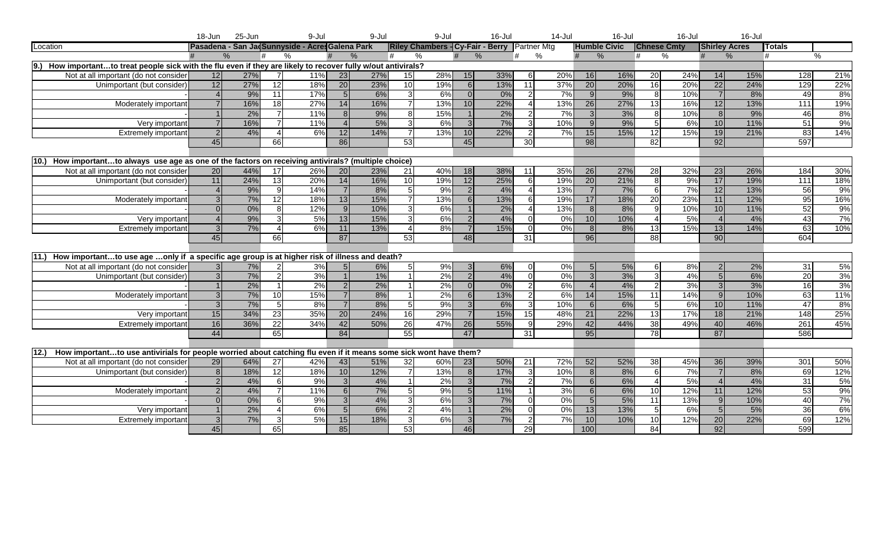| | 18-Jun | | 25-Jun | | 9-Jul | | 9-Jul | | 9-Jul | | 16-Jul | | 14-Jul | | 16-Jul | | 16-Jul | | 16-Jul | | | |
|---|---|---|---|---|---|---|---|---|---|---|---|---|---|---|---|---|---|---|---|---|---|---|
| Location | Pasadena - San Jac | | Sunnyside - Acres | | Galena Park | | Riley Chambers - | | Cy-Fair - Berry | | Partner Mtg | | Humble Civic | | Chnese Cmty | | Shirley Acres | | Totals | |
| | # | % | # | % | # | % | # | % | # | % | # | % | # | % | # | % | # | % | # | % |
| **9.) How important…to treat people sick with the flu even if they are likely to recover fully w/out antivirals?** | | | | | | | | | | | | | | | | | | | | |
| Not at all important (do not consider | 12 | 27% | 7 | 11% | 23 | 27% | 15 | 28% | 15 | 33% | 6 | 20% | 16 | 16% | 20 | 24% | 14 | 15% | 128 | 21% |
| Unimportant (but consider) | 12 | 27% | 12 | 18% | 20 | 23% | 10 | 19% | 6 | 13% | 11 | 37% | 20 | 20% | 16 | 20% | 22 | 24% | 129 | 22% |
| - | 4 | 9% | 11 | 17% | 5 | 6% | 3 | 6% | 0 | 0% | 2 | 7% | 9 | 9% | 8 | 10% | 7 | 8% | 49 | 8% |
| Moderately important | 7 | 16% | 18 | 27% | 14 | 16% | 7 | 13% | 10 | 22% | 4 | 13% | 26 | 27% | 13 | 16% | 12 | 13% | 111 | 19% |
| - | 1 | 2% | 7 | 11% | 8 | 9% | 8 | 15% | 1 | 2% | 2 | 7% | 3 | 3% | 8 | 10% | 8 | 9% | 46 | 8% |
| Very important | 7 | 16% | 7 | 11% | 4 | 5% | 3 | 6% | 3 | 7% | 3 | 10% | 9 | 9% | 5 | 6% | 10 | 11% | 51 | 9% |
| Extremely important | 2 | 4% | 4 | 6% | 12 | 14% | 7 | 13% | 10 | 22% | 2 | 7% | 15 | 15% | 12 | 15% | 19 | 21% | 83 | 14% |
| | 45 | | 66 | | 86 | | 53 | | 45 | | 30 | | 98 | | 82 | | 92 | | 597 | |
| **10.) How important…to always use age as one of the factors on receiving antivirals? (multiple choice)** | | | | | | | | | | | | | | | | | | | | |
| Not at all important (do not consider | 20 | 44% | 17 | 26% | 20 | 23% | 21 | 40% | 18 | 38% | 11 | 35% | 26 | 27% | 28 | 32% | 23 | 26% | 184 | 30% |
| Unimportant (but consider) | 11 | 24% | 13 | 20% | 14 | 16% | 10 | 19% | 12 | 25% | 6 | 19% | 20 | 21% | 8 | 9% | 17 | 19% | 111 | 18% |
| - | 4 | 9% | 9 | 14% | 7 | 8% | 5 | 9% | 2 | 4% | 4 | 13% | 7 | 7% | 6 | 7% | 12 | 13% | 56 | 9% |
| Moderately important | 3 | 7% | 12 | 18% | 13 | 15% | 7 | 13% | 6 | 13% | 6 | 19% | 17 | 18% | 20 | 23% | 11 | 12% | 95 | 16% |
| - | 0 | 0% | 8 | 12% | 9 | 10% | 3 | 6% | 1 | 2% | 4 | 13% | 8 | 8% | 9 | 10% | 10 | 11% | 52 | 9% |
| Very important | 4 | 9% | 3 | 5% | 13 | 15% | 3 | 6% | 2 | 4% | 0 | 0% | 10 | 10% | 4 | 5% | 4 | 4% | 43 | 7% |
| Extremely important | 3 | 7% | 4 | 6% | 11 | 13% | 4 | 8% | 7 | 15% | 0 | 0% | 8 | 8% | 13 | 15% | 13 | 14% | 63 | 10% |
| | 45 | | 66 | | 87 | | 53 | | 48 | | 31 | | 96 | | 88 | | 90 | | 604 | |
| **11.) How important…to use age …only if a specific age group is at higher risk of illness and death?** | | | | | | | | | | | | | | | | | | | | |
| Not at all important (do not consider | 3 | 7% | 2 | 3% | 5 | 6% | 5 | 9% | 3 | 6% | 0 | 0% | 5 | 5% | 6 | 8% | 2 | 2% | 31 | 5% |
| Unimportant (but consider) | 3 | 7% | 2 | 3% | 1 | 1% | 1 | 2% | 2 | 4% | 0 | 0% | 3 | 3% | 3 | 4% | 5 | 6% | 20 | 3% |
| - | 1 | 2% | 1 | 2% | 2 | 2% | 1 | 2% | 0 | 0% | 2 | 6% | 4 | 4% | 2 | 3% | 3 | 3% | 16 | 3% |
| Moderately important | 3 | 7% | 10 | 15% | 7 | 8% | 1 | 2% | 6 | 13% | 2 | 6% | 14 | 15% | 11 | 14% | 9 | 10% | 63 | 11% |
| - | 3 | 7% | 5 | 8% | 7 | 8% | 5 | 9% | 3 | 6% | 3 | 10% | 6 | 6% | 5 | 6% | 10 | 11% | 47 | 8% |
| Very important | 15 | 34% | 23 | 35% | 20 | 24% | 16 | 29% | 7 | 15% | 15 | 48% | 21 | 22% | 13 | 17% | 18 | 21% | 148 | 25% |
| Extremely important | 16 | 36% | 22 | 34% | 42 | 50% | 26 | 47% | 26 | 55% | 9 | 29% | 42 | 44% | 38 | 49% | 40 | 46% | 261 | 45% |
| | 44 | | 65 | | 84 | | 55 | | 47 | | 31 | | 95 | | 78 | | 87 | | 586 | |
| **12.) How important…to use antivirials for people worried about catching flu even if it means some sick wont have them?** | | | | | | | | | | | | | | | | | | | | |
| Not at all important (do not consider | 29 | 64% | 27 | 42% | 43 | 51% | 32 | 60% | 23 | 50% | 21 | 72% | 52 | 52% | 38 | 45% | 36 | 39% | 301 | 50% |
| Unimportant (but consider) | 8 | 18% | 12 | 18% | 10 | 12% | 7 | 13% | 8 | 17% | 3 | 10% | 8 | 8% | 6 | 7% | 7 | 8% | 69 | 12% |
| - | 2 | 4% | 6 | 9% | 3 | 4% | 1 | 2% | 3 | 7% | 2 | 7% | 6 | 6% | 4 | 5% | 4 | 4% | 31 | 5% |
| Moderately important | 2 | 4% | 7 | 11% | 6 | 7% | 5 | 9% | 5 | 11% | 1 | 3% | 6 | 6% | 10 | 12% | 11 | 12% | 53 | 9% |
| - | 0 | 0% | 6 | 9% | 3 | 4% | 3 | 6% | 3 | 7% | 0 | 0% | 5 | 5% | 11 | 13% | 9 | 10% | 40 | 7% |
| Very important | 1 | 2% | 4 | 6% | 5 | 6% | 2 | 4% | 1 | 2% | 0 | 0% | 13 | 13% | 5 | 6% | 5 | 5% | 36 | 6% |
| Extremely important | 3 | 7% | 3 | 5% | 15 | 18% | 3 | 6% | 3 | 7% | 2 | 7% | 10 | 10% | 10 | 12% | 20 | 22% | 69 | 12% |
| | 45 | | 65 | | 85 | | 53 | | 46 | | 29 | | 100 | | 84 | | 92 | | 599 | |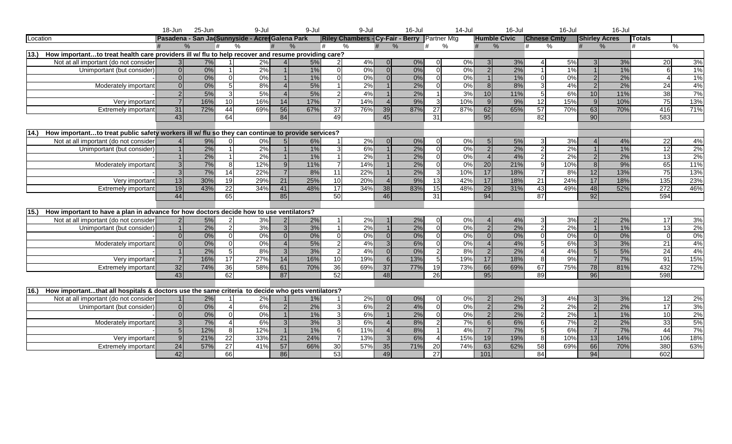| Location | 18-Jun | | 25-Jun | | 9-Jul | | 9-Jul | | 9-Jul | | 16-Jul | | 14-Jul | | 16-Jul | | 16-Jul | | 16-Jul | | | |
|---|---|---|---|---|---|---|---|---|---|---|---|---|---|---|---|---|---|---|---|---|---|---|
| | Pasadena - San Jac | | Sunnyside - Acres | | Galena Park | | Riley Chambers - | | Cy-Fair - Berry | | Partner Mtg | | Humble Civic | | Chnese Cmty | | Shirley Acres | | Totals | |
| | # | % | # | % | # | % | # | % | # | % | # | % | # | % | # | % | # | % | # | % |
| **13.) How important…to treat health care providers ill w/ flu to help recover and resume providing care?** | | | | | | | | | | | | | | | | | | | | |
| Not at all important (do not consider | 3 | 7% | 1 | 2% | 4 | 5% | 2 | 4% | 0 | 0% | 0 | 0% | 3 | 3% | 4 | 5% | 3 | 3% | 20 | 3% |
| Unimportant (but consider) | 0 | 0% | 1 | 2% | 1 | 1% | 0 | 0% | 0 | 0% | 0 | 0% | 2 | 2% | 1 | 1% | 1 | 1% | 6 | 1% |
| - | 0 | 0% | 0 | 0% | 1 | 1% | 0 | 0% | 0 | 0% | 0 | 0% | 1 | 1% | 0 | 0% | 2 | 2% | 4 | 1% |
| Moderately important | 0 | 0% | 5 | 8% | 4 | 5% | 1 | 2% | 1 | 2% | 0 | 0% | 8 | 8% | 3 | 4% | 2 | 2% | 24 | 4% |
| - | 2 | 5% | 3 | 5% | 4 | 5% | 2 | 4% | 1 | 2% | 1 | 3% | 10 | 11% | 5 | 6% | 10 | 11% | 38 | 7% |
| Very important | 7 | 16% | 10 | 16% | 14 | 17% | 7 | 14% | 4 | 9% | 3 | 10% | 9 | 9% | 12 | 15% | 9 | 10% | 75 | 13% |
| Extremely important | 31 | 72% | 44 | 69% | 56 | 67% | 37 | 76% | 39 | 87% | 27 | 87% | 62 | 65% | 57 | 70% | 63 | 70% | 416 | 71% |
| | 43 | | 64 | | 84 | | 49 | | 45 | | 31 | | 95 | | 82 | | 90 | | 583 | |
| **14.) How important…to treat public safety workers ill w/ flu so they can continue to provide services?** | | | | | | | | | | | | | | | | | | | | |
| Not at all important (do not consider | 4 | 9% | 0 | 0% | 5 | 6% | 1 | 2% | 0 | 0% | 0 | 0% | 5 | 5% | 3 | 3% | 4 | 4% | 22 | 4% |
| Unimportant (but consider) | 1 | 2% | 1 | 2% | 1 | 1% | 3 | 6% | 1 | 2% | 0 | 0% | 2 | 2% | 2 | 2% | 1 | 1% | 12 | 2% |
| - | 1 | 2% | 1 | 2% | 1 | 1% | 1 | 2% | 1 | 2% | 0 | 0% | 4 | 4% | 2 | 2% | 2 | 2% | 13 | 2% |
| Moderately important | 3 | 7% | 8 | 12% | 9 | 11% | 7 | 14% | 1 | 2% | 0 | 0% | 20 | 21% | 9 | 10% | 8 | 9% | 65 | 11% |
| - | 3 | 7% | 14 | 22% | 7 | 8% | 11 | 22% | 1 | 2% | 3 | 10% | 17 | 18% | 7 | 8% | 12 | 13% | 75 | 13% |
| Very important | 13 | 30% | 19 | 29% | 21 | 25% | 10 | 20% | 4 | 9% | 13 | 42% | 17 | 18% | 21 | 24% | 17 | 18% | 135 | 23% |
| Extremely important | 19 | 43% | 22 | 34% | 41 | 48% | 17 | 34% | 38 | 83% | 15 | 48% | 29 | 31% | 43 | 49% | 48 | 52% | 272 | 46% |
| | 44 | | 65 | | 85 | | 50 | | 46 | | 31 | | 94 | | 87 | | 92 | | 594 | |
| **15.) How important to have a plan in advance for how doctors decide how to use ventilators?** | | | | | | | | | | | | | | | | | | | | |
| Not at all important (do not consider | 2 | 5% | 2 | 3% | 2 | 2% | 1 | 2% | 1 | 2% | 0 | 0% | 4 | 4% | 3 | 3% | 2 | 2% | 17 | 3% |
| Unimportant (but consider) | 1 | 2% | 2 | 3% | 3 | 3% | 1 | 2% | 1 | 2% | 0 | 0% | 2 | 2% | 2 | 2% | 1 | 1% | 13 | 2% |
| - | 0 | 0% | 0 | 0% | 0 | 0% | 0 | 0% | 0 | 0% | 0 | 0% | 0 | 0% | 0 | 0% | 0 | 0% | 0 | 0% |
| Moderately important | 0 | 0% | 0 | 0% | 4 | 5% | 2 | 4% | 3 | 6% | 0 | 0% | 4 | 4% | 5 | 6% | 3 | 3% | 21 | 4% |
| - | 1 | 2% | 5 | 8% | 3 | 3% | 2 | 4% | 0 | 0% | 2 | 8% | 2 | 2% | 4 | 4% | 5 | 5% | 24 | 4% |
| Very important | 7 | 16% | 17 | 27% | 14 | 16% | 10 | 19% | 6 | 13% | 5 | 19% | 17 | 18% | 8 | 9% | 7 | 7% | 91 | 15% |
| Extremely important | 32 | 74% | 36 | 58% | 61 | 70% | 36 | 69% | 37 | 77% | 19 | 73% | 66 | 69% | 67 | 75% | 78 | 81% | 432 | 72% |
| | 43 | | 62 | | 87 | | 52 | | 48 | | 26 | | 95 | | 89 | | 96 | | 598 | |
| **16.) How important…that all hospitals & doctors use the same criteria to decide who gets ventilators?** | | | | | | | | | | | | | | | | | | | | |
| Not at all important (do not consider | 1 | 2% | 1 | 2% | 1 | 1% | 1 | 2% | 0 | 0% | 0 | 0% | 2 | 2% | 3 | 4% | 3 | 3% | 12 | 2% |
| Unimportant (but consider) | 0 | 0% | 4 | 6% | 2 | 2% | 3 | 6% | 2 | 4% | 0 | 0% | 2 | 2% | 2 | 2% | 2 | 2% | 17 | 3% |
| - | 0 | 0% | 0 | 0% | 1 | 1% | 3 | 6% | 1 | 2% | 0 | 0% | 2 | 2% | 2 | 2% | 1 | 1% | 10 | 2% |
| Moderately important | 3 | 7% | 4 | 6% | 3 | 3% | 3 | 6% | 4 | 8% | 2 | 7% | 6 | 6% | 6 | 7% | 2 | 2% | 33 | 5% |
| - | 5 | 12% | 8 | 12% | 1 | 1% | 6 | 11% | 4 | 8% | 1 | 4% | 7 | 7% | 5 | 6% | 7 | 7% | 44 | 7% |
| Very important | 9 | 21% | 22 | 33% | 21 | 24% | 7 | 13% | 3 | 6% | 4 | 15% | 19 | 19% | 8 | 10% | 13 | 14% | 106 | 18% |
| Extremely important | 24 | 57% | 27 | 41% | 57 | 66% | 30 | 57% | 35 | 71% | 20 | 74% | 63 | 62% | 58 | 69% | 66 | 70% | 380 | 63% |
| | 42 | | 66 | | 86 | | 53 | | 49 | | 27 | | 101 | | 84 | | 94 | | 602 | |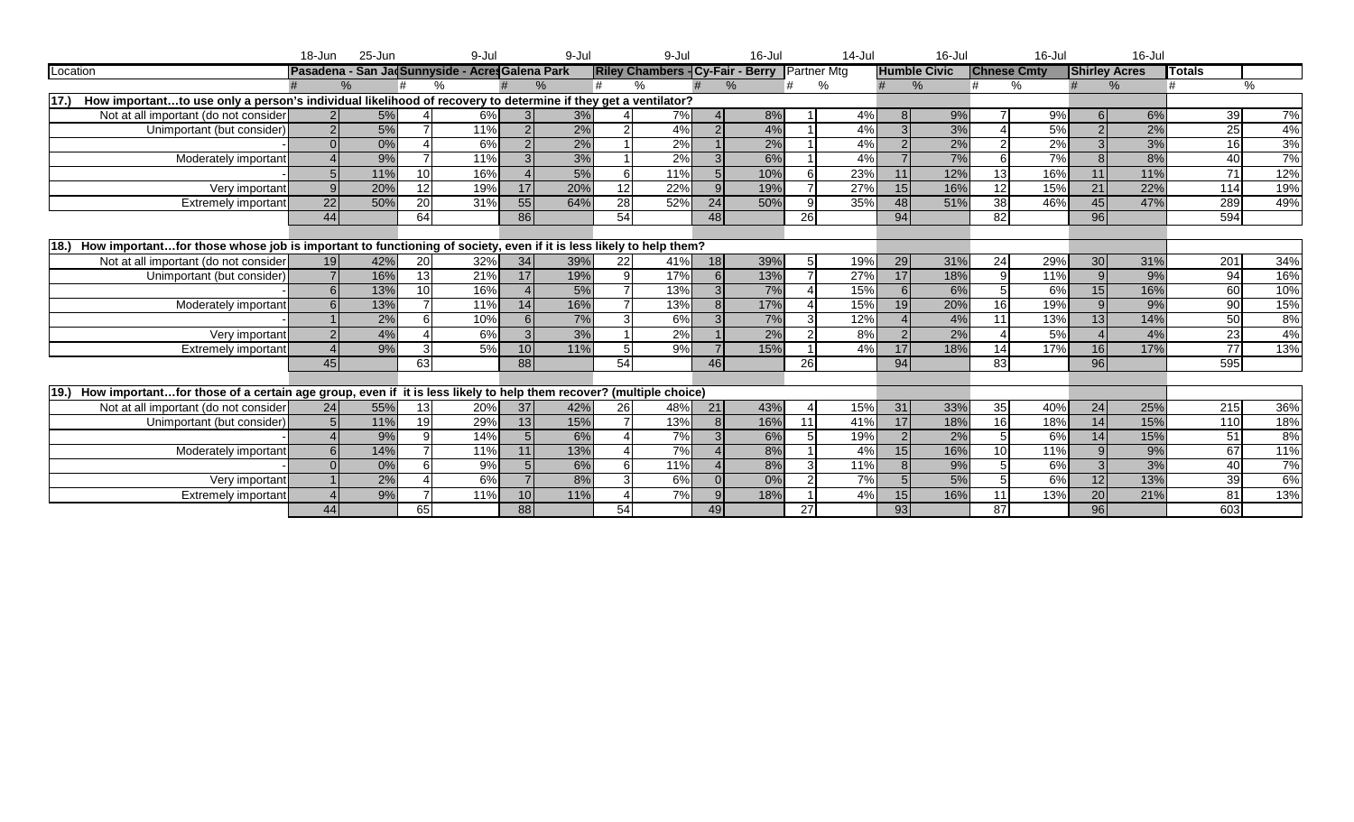| | 18-Jun | | 25-Jun | | 9-Jul | | 9-Jul | | 9-Jul | | 16-Jul | | 14-Jul | | 16-Jul | | 16-Jul | | 16-Jul | | | |
|---|---|---|---|---|---|---|---|---|---|---|---|---|---|---|---|---|---|---|---|---|---|---|
| Location | Pasadena - San Jac | | Sunnyside - Acres | | Galena Park | | Riley Chambers - | | Cy-Fair - Berry | | Partner Mtg | | Humble Civic | | Chnese Cmty | | Shirley Acres | | Totals | |
| | # | % | # | % | # | % | # | % | # | % | # | % | # | % | # | % | # | % | # | % |
| **17.) How important…to use only a person's individual likelihood of recovery to determine if they get a ventilator?** | | | | | | | | | | | | | | | | | | | | |
| Not at all important (do not consider | 2 | 5% | 4 | 6% | 3 | 3% | 4 | 7% | 4 | 8% | 1 | 4% | 8 | 9% | 7 | 9% | 6 | 6% | 39 | 7% |
| Unimportant (but consider) | 2 | 5% | 7 | 11% | 2 | 2% | 2 | 4% | 2 | 4% | 1 | 4% | 3 | 3% | 4 | 5% | 2 | 2% | 25 | 4% |
| - | 0 | 0% | 4 | 6% | 2 | 2% | 1 | 2% | 1 | 2% | 1 | 4% | 2 | 2% | 2 | 2% | 3 | 3% | 16 | 3% |
| Moderately important | 4 | 9% | 7 | 11% | 3 | 3% | 1 | 2% | 3 | 6% | 1 | 4% | 7 | 7% | 6 | 7% | 8 | 8% | 40 | 7% |
| - | 5 | 11% | 10 | 16% | 4 | 5% | 6 | 11% | 5 | 10% | 6 | 23% | 11 | 12% | 13 | 16% | 11 | 11% | 71 | 12% |
| Very important | 9 | 20% | 12 | 19% | 17 | 20% | 12 | 22% | 9 | 19% | 7 | 27% | 15 | 16% | 12 | 15% | 21 | 22% | 114 | 19% |
| Extremely important | 22 | 50% | 20 | 31% | 55 | 64% | 28 | 52% | 24 | 50% | 9 | 35% | 48 | 51% | 38 | 46% | 45 | 47% | 289 | 49% |
| | 44 | | 64 | | 86 | | 54 | | 48 | | 26 | | 94 | | 82 | | 96 | | 594 | |
| **18.) How important…for those whose job is important to functioning of society, even if it is less likely to help them?** | | | | | | | | | | | | | | | | | | | | |
| Not at all important (do not consider | 19 | 42% | 20 | 32% | 34 | 39% | 22 | 41% | 18 | 39% | 5 | 19% | 29 | 31% | 24 | 29% | 30 | 31% | 201 | 34% |
| Unimportant (but consider) | 7 | 16% | 13 | 21% | 17 | 19% | 9 | 17% | 6 | 13% | 7 | 27% | 17 | 18% | 9 | 11% | 9 | 9% | 94 | 16% |
| - | 6 | 13% | 10 | 16% | 4 | 5% | 7 | 13% | 3 | 7% | 4 | 15% | 6 | 6% | 5 | 6% | 15 | 16% | 60 | 10% |
| Moderately important | 6 | 13% | 7 | 11% | 14 | 16% | 7 | 13% | 8 | 17% | 4 | 15% | 19 | 20% | 16 | 19% | 9 | 9% | 90 | 15% |
| - | 1 | 2% | 6 | 10% | 6 | 7% | 3 | 6% | 3 | 7% | 3 | 12% | 4 | 4% | 11 | 13% | 13 | 14% | 50 | 8% |
| Very important | 2 | 4% | 4 | 6% | 3 | 3% | 1 | 2% | 1 | 2% | 2 | 8% | 2 | 2% | 4 | 5% | 4 | 4% | 23 | 4% |
| Extremely important | 4 | 9% | 3 | 5% | 10 | 11% | 5 | 9% | 7 | 15% | 1 | 4% | 17 | 18% | 14 | 17% | 16 | 17% | 77 | 13% |
| | 45 | | 63 | | 88 | | 54 | | 46 | | 26 | | 94 | | 83 | | 96 | | 595 | |
| **19.) How important…for those of a certain age group, even if it is less likely to help them recover? (multiple choice)** | | | | | | | | | | | | | | | | | | | | |
| Not at all important (do not consider | 24 | 55% | 13 | 20% | 37 | 42% | 26 | 48% | 21 | 43% | 4 | 15% | 31 | 33% | 35 | 40% | 24 | 25% | 215 | 36% |
| Unimportant (but consider) | 5 | 11% | 19 | 29% | 13 | 15% | 7 | 13% | 8 | 16% | 11 | 41% | 17 | 18% | 16 | 18% | 14 | 15% | 110 | 18% |
| - | 4 | 9% | 9 | 14% | 5 | 6% | 4 | 7% | 3 | 6% | 5 | 19% | 2 | 2% | 5 | 6% | 14 | 15% | 51 | 8% |
| Moderately important | 6 | 14% | 7 | 11% | 11 | 13% | 4 | 7% | 4 | 8% | 1 | 4% | 15 | 16% | 10 | 11% | 9 | 9% | 67 | 11% |
| - | 0 | 0% | 6 | 9% | 5 | 6% | 6 | 11% | 4 | 8% | 3 | 11% | 8 | 9% | 5 | 6% | 3 | 3% | 40 | 7% |
| Very important | 1 | 2% | 4 | 6% | 7 | 8% | 3 | 6% | 0 | 0% | 2 | 7% | 5 | 5% | 5 | 6% | 12 | 13% | 39 | 6% |
| Extremely important | 4 | 9% | 7 | 11% | 10 | 11% | 4 | 7% | 9 | 18% | 1 | 4% | 15 | 16% | 11 | 13% | 20 | 21% | 81 | 13% |
| | 44 | | 65 | | 88 | | 54 | | 49 | | 27 | | 93 | | 87 | | 96 | | 603 | |